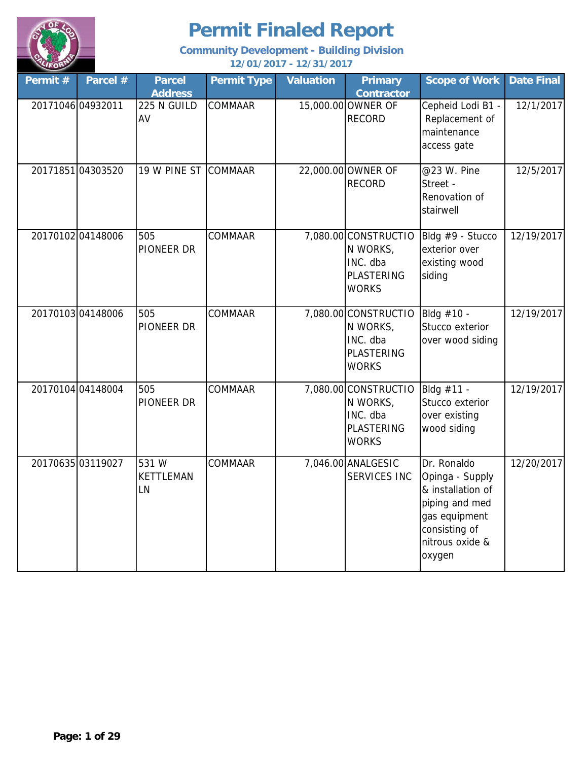# Permit Finaled Report

**Community Development - Building Division**

**12/01/2017 - 12/31/2017**

| Permit # | Parcel # | Parcel Address | Permit Type | Valuation | Primary Contractor | Scope of Work | Date Final |
|---|---|---|---|---|---|---|---|
| 20171046 | 04932011 | 225 N GUILD AV | COMMAAR | 15,000.00 | OWNER OF RECORD | Cepheid Lodi B1 - Replacement of maintenance access gate | 12/1/2017 |
| 20171851 | 04303520 | 19 W PINE ST | COMMAAR | 22,000.00 | OWNER OF RECORD | @23 W. Pine Street - Renovation of stairwell | 12/5/2017 |
| 20170102 | 04148006 | 505 PIONEER DR | COMMAAR | 7,080.00 | CONSTRUCTION WORKS, INC. dba PLASTERING WORKS | Bldg #9 - Stucco exterior over existing wood siding | 12/19/2017 |
| 20170103 | 04148006 | 505 PIONEER DR | COMMAAR | 7,080.00 | CONSTRUCTION WORKS, INC. dba PLASTERING WORKS | Bldg #10 - Stucco exterior over wood siding | 12/19/2017 |
| 20170104 | 04148004 | 505 PIONEER DR | COMMAAR | 7,080.00 | CONSTRUCTION WORKS, INC. dba PLASTERING WORKS | Bldg #11 - Stucco exterior over existing wood siding | 12/19/2017 |
| 20170635 | 03119027 | 531 W KETTLEMAN LN | COMMAAR | 7,046.00 | ANALGESIC SERVICES INC | Dr. Ronaldo Opinga - Supply & installation of piping and med gas equipment consisting of nitrous oxide & oxygen | 12/20/2017 |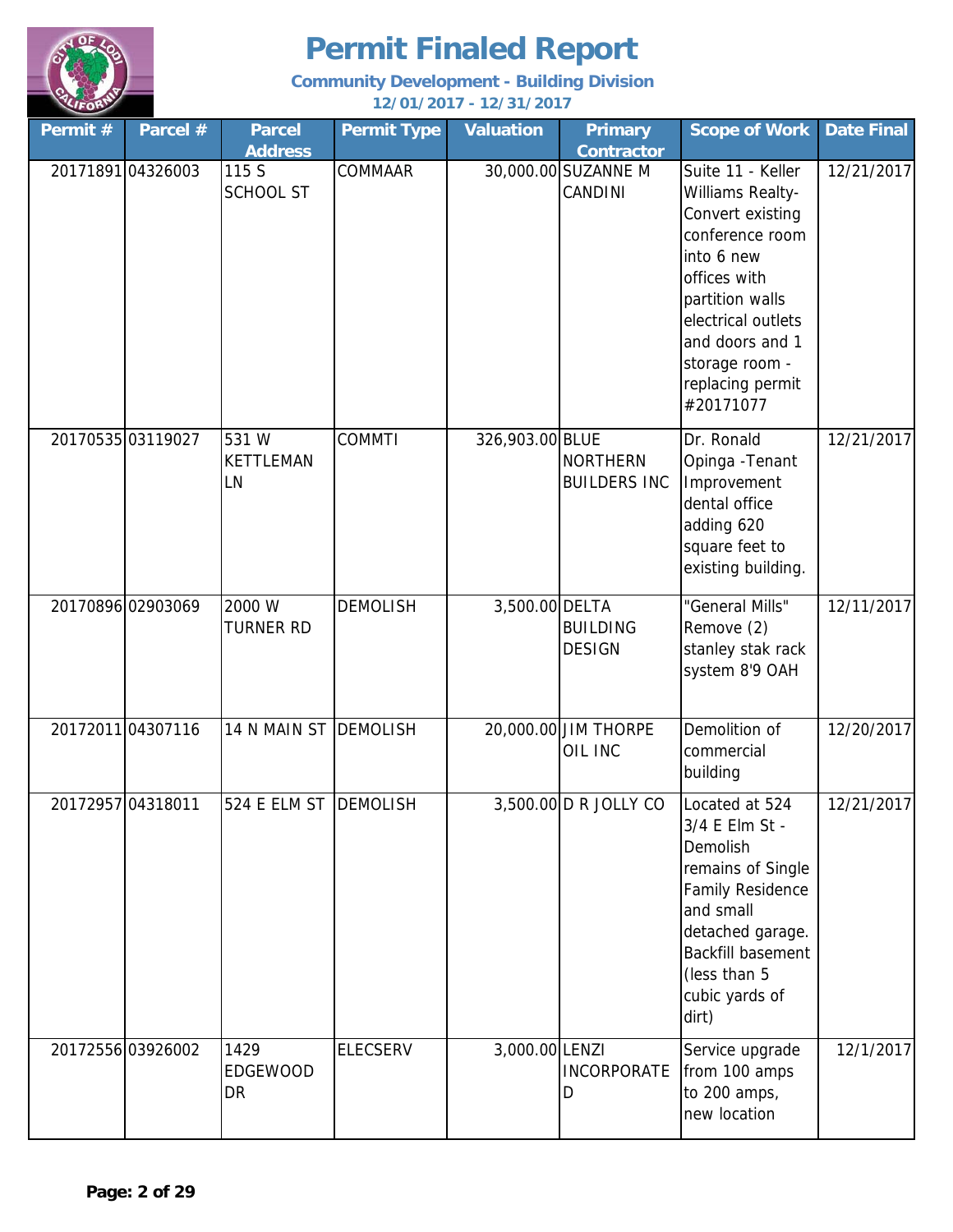# Permit Finaled Report

**Community Development - Building Division**

**12/01/2017 - 12/31/2017**

| Permit # | Parcel # | Parcel Address | Permit Type | Valuation | Primary Contractor | Scope of Work | Date Final |
|---|---|---|---|---|---|---|---|
| 20171891 | 04326003 | 115 S SCHOOL ST | COMMAAR | 30,000.00 | SUZANNE M CANDINI | Suite 11 - Keller Williams Realty- Convert existing conference room into 6 new offices with partition walls electrical outlets and doors and 1 storage room - replacing permit #20171077 | 12/21/2017 |
| 20170535 | 03119027 | 531 W KETTLEMAN LN | COMMTI | 326,903.00 | BLUE NORTHERN BUILDERS INC | Dr. Ronald Opinga -Tenant Improvement dental office adding 620 square feet to existing building. | 12/21/2017 |
| 20170896 | 02903069 | 2000 W TURNER RD | DEMOLISH | 3,500.00 | DELTA BUILDING DESIGN | "General Mills" Remove (2) stanley stak rack system 8'9 OAH | 12/11/2017 |
| 20172011 | 04307116 | 14 N MAIN ST | DEMOLISH | 20,000.00 | JIM THORPE OIL INC | Demolition of commercial building | 12/20/2017 |
| 20172957 | 04318011 | 524 E ELM ST | DEMOLISH | 3,500.00 | D R JOLLY CO | Located at 524 3/4 E Elm St - Demolish remains of Single Family Residence and small detached garage. Backfill basement (less than 5 cubic yards of dirt) | 12/21/2017 |
| 20172556 | 03926002 | 1429 EDGEWOOD DR | ELECSERV | 3,000.00 | LENZI INCORPORATED | Service upgrade from 100 amps to 200 amps, new location | 12/1/2017 |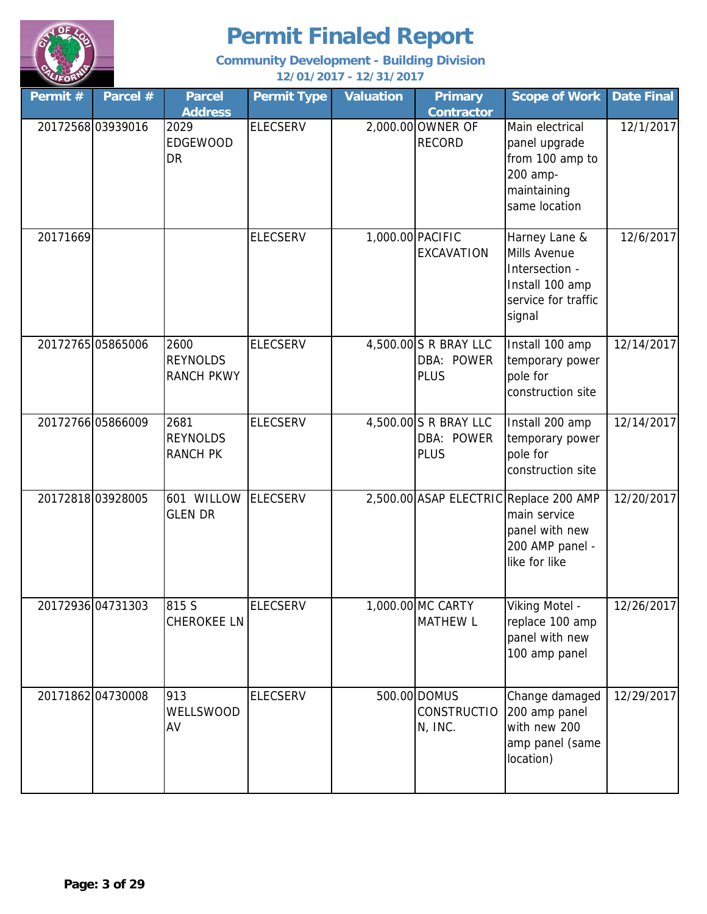# Permit Finaled Report

**Community Development - Building Division**

**12/01/2017 - 12/31/2017**

| Permit # | Parcel # | Parcel Address | Permit Type | Valuation | Primary Contractor | Scope of Work | Date Final |
|---|---|---|---|---|---|---|---|
| 20172568 | 03939016 | 2029 EDGEWOOD DR | ELECSERV | 2,000.00 | OWNER OF RECORD | Main electrical panel upgrade from 100 amp to 200 amp- maintaining same location | 12/1/2017 |
| 20171669 | | | ELECSERV | 1,000.00 | PACIFIC EXCAVATION | Harney Lane & Mills Avenue Intersection - Install 100 amp service for traffic signal | 12/6/2017 |
| 20172765 | 05865006 | 2600 REYNOLDS RANCH PKWY | ELECSERV | 4,500.00 | S R BRAY LLC DBA: POWER PLUS | Install 100 amp temporary power pole for construction site | 12/14/2017 |
| 20172766 | 05866009 | 2681 REYNOLDS RANCH PK | ELECSERV | 4,500.00 | S R BRAY LLC DBA: POWER PLUS | Install 200 amp temporary power pole for construction site | 12/14/2017 |
| 20172818 | 03928005 | 601 WILLOW GLEN DR | ELECSERV | 2,500.00 | ASAP ELECTRIC | Replace 200 AMP main service panel with new 200 AMP panel - like for like | 12/20/2017 |
| 20172936 | 04731303 | 815 S CHEROKEE LN | ELECSERV | 1,000.00 | MC CARTY MATHEW L | Viking Motel - replace 100 amp panel with new 100 amp panel | 12/26/2017 |
| 20171862 | 04730008 | 913 WELLSWOOD AV | ELECSERV | 500.00 | DOMUS CONSTRUCTION, INC. | Change damaged 200 amp panel with new 200 amp panel (same location) | 12/29/2017 |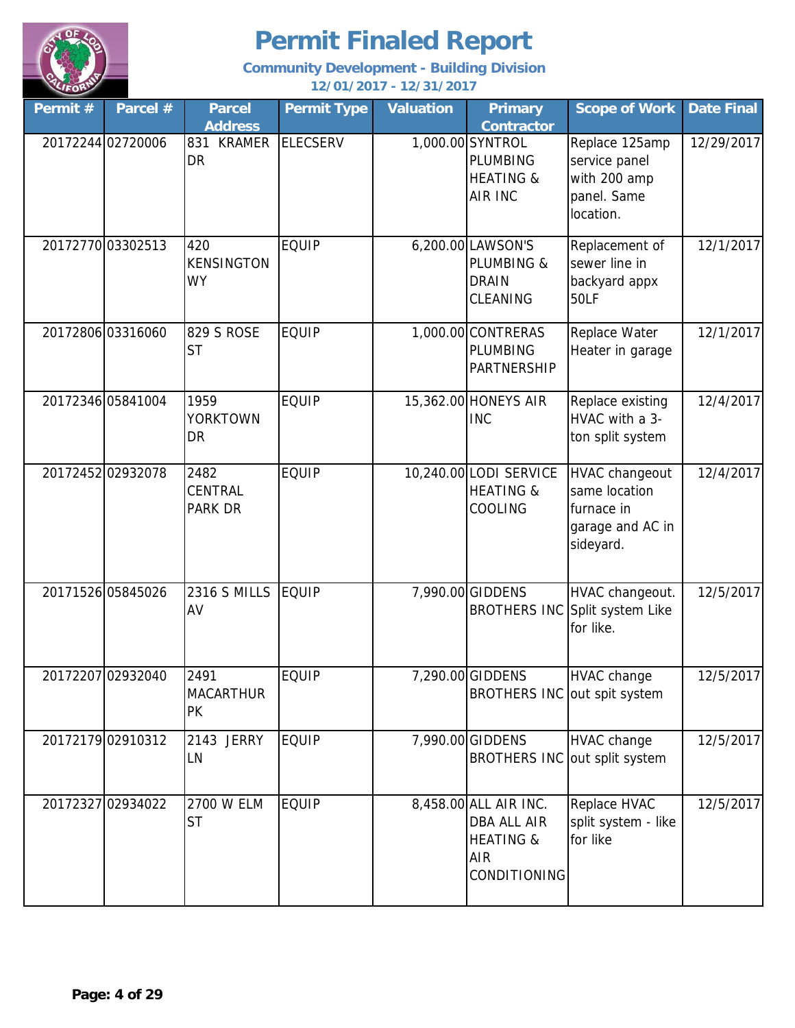# Permit Finaled Report

**Community Development - Building Division**

**12/01/2017 - 12/31/2017**

| Permit # | Parcel # | Parcel Address | Permit Type | Valuation | Primary Contractor | Scope of Work | Date Final |
|---|---|---|---|---|---|---|---|
| 20172244 | 02720006 | 831 KRAMER DR | ELECSERV | 1,000.00 | SYNTROL PLUMBING HEATING & AIR INC | Replace 125amp service panel with 200 amp panel. Same location. | 12/29/2017 |
| 20172770 | 03302513 | 420 KENSINGTON WY | EQUIP | 6,200.00 | LAWSON'S PLUMBING & DRAIN CLEANING | Replacement of sewer line in backyard appx 50LF | 12/1/2017 |
| 20172806 | 03316060 | 829 S ROSE ST | EQUIP | 1,000.00 | CONTRERAS PLUMBING PARTNERSHIP | Replace Water Heater in garage | 12/1/2017 |
| 20172346 | 05841004 | 1959 YORKTOWN DR | EQUIP | 15,362.00 | HONEYS AIR INC | Replace existing HVAC with a 3-ton split system | 12/4/2017 |
| 20172452 | 02932078 | 2482 CENTRAL PARK DR | EQUIP | 10,240.00 | LODI SERVICE HEATING & COOLING | HVAC changeout same location furnace in garage and AC in sideyard. | 12/4/2017 |
| 20171526 | 05845026 | 2316 S MILLS AV | EQUIP | 7,990.00 | GIDDENS BROTHERS INC | HVAC changeout. Split system Like for like. | 12/5/2017 |
| 20172207 | 02932040 | 2491 MACARTHUR PK | EQUIP | 7,290.00 | GIDDENS BROTHERS INC | HVAC change out spit system | 12/5/2017 |
| 20172179 | 02910312 | 2143 JERRY LN | EQUIP | 7,990.00 | GIDDENS BROTHERS INC | HVAC change out split system | 12/5/2017 |
| 20172327 | 02934022 | 2700 W ELM ST | EQUIP | 8,458.00 | ALL AIR INC. DBA ALL AIR HEATING & AIR CONDITIONING | Replace HVAC split system - like for like | 12/5/2017 |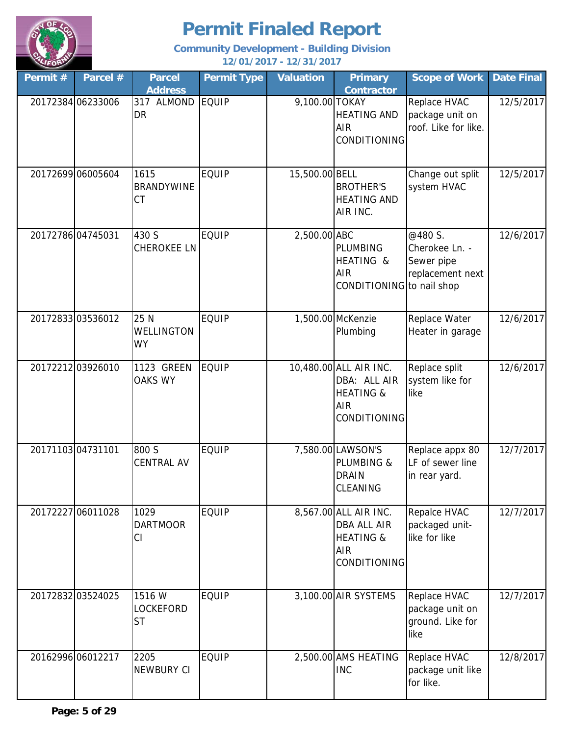# Permit Finaled Report

**Community Development - Building Division**

**12/01/2017 - 12/31/2017**

| Permit # | Parcel # | Parcel Address | Permit Type | Valuation | Primary Contractor | Scope of Work | Date Final |
|---|---|---|---|---|---|---|---|
| 20172384 | 06233006 | 317 ALMOND DR | EQUIP | 9,100.00 | TOKAY HEATING AND AIR CONDITIONING | Replace HVAC package unit on roof. Like for like. | 12/5/2017 |
| 20172699 | 06005604 | 1615 BRANDYWINE CT | EQUIP | 15,500.00 | BELL BROTHER'S HEATING AND AIR INC. | Change out split system HVAC | 12/5/2017 |
| 20172786 | 04745031 | 430 S CHEROKEE LN | EQUIP | 2,500.00 | ABC PLUMBING HEATING & AIR CONDITIONING | @480 S. Cherokee Ln. - Sewer pipe replacement next to nail shop | 12/6/2017 |
| 20172833 | 03536012 | 25 N WELLINGTON WY | EQUIP | 1,500.00 | McKenzie Plumbing | Replace Water Heater in garage | 12/6/2017 |
| 20172212 | 03926010 | 1123 GREEN OAKS WY | EQUIP | 10,480.00 | ALL AIR INC. DBA: ALL AIR HEATING & AIR CONDITIONING | Replace split system like for like | 12/6/2017 |
| 20171103 | 04731101 | 800 S CENTRAL AV | EQUIP | 7,580.00 | LAWSON'S PLUMBING & DRAIN CLEANING | Replace appx 80 LF of sewer line in rear yard. | 12/7/2017 |
| 20172227 | 06011028 | 1029 DARTMOOR CI | EQUIP | 8,567.00 | ALL AIR INC. DBA ALL AIR HEATING & AIR CONDITIONING | Repalce HVAC packaged unit-like for like | 12/7/2017 |
| 20172832 | 03524025 | 1516 W LOCKEFORD ST | EQUIP | 3,100.00 | AIR SYSTEMS | Replace HVAC package unit on ground. Like for like | 12/7/2017 |
| 20162996 | 06012217 | 2205 NEWBURY CI | EQUIP | 2,500.00 | AMS HEATING INC | Replace HVAC package unit like for like. | 12/8/2017 |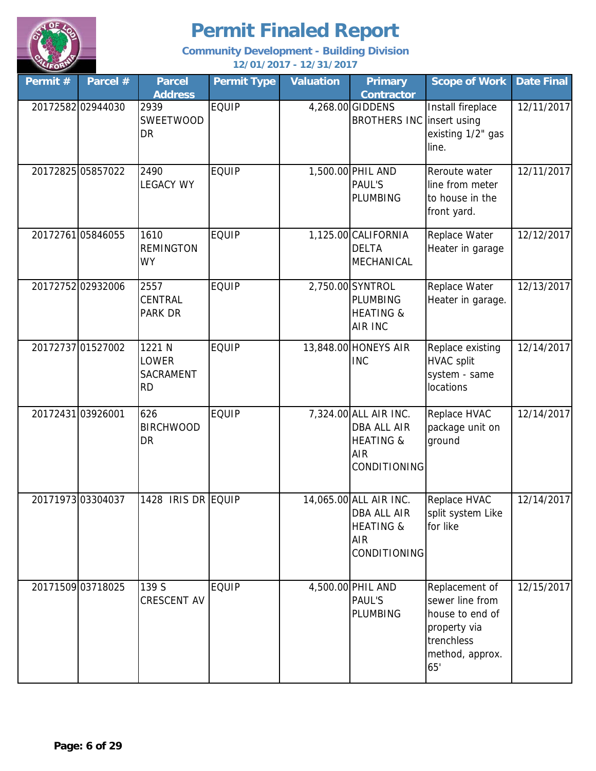# Permit Finaled Report

**Community Development - Building Division**

**12/01/2017 - 12/31/2017**

| Permit # | Parcel # | Parcel Address | Permit Type | Valuation | Primary Contractor | Scope of Work | Date Final |
|---|---|---|---|---|---|---|---|
| 20172582 | 02944030 | 2939 SWEETWOOD DR | EQUIP | 4,268.00 | GIDDENS BROTHERS INC | Install fireplace insert using existing 1/2" gas line. | 12/11/2017 |
| 20172825 | 05857022 | 2490 LEGACY WY | EQUIP | 1,500.00 | PHIL AND PAUL'S PLUMBING | Reroute water line from meter to house in the front yard. | 12/11/2017 |
| 20172761 | 05846055 | 1610 REMINGTON WY | EQUIP | 1,125.00 | CALIFORNIA DELTA MECHANICAL | Replace Water Heater in garage | 12/12/2017 |
| 20172752 | 02932006 | 2557 CENTRAL PARK DR | EQUIP | 2,750.00 | SYNTROL PLUMBING HEATING & AIR INC | Replace Water Heater in garage. | 12/13/2017 |
| 20172737 | 01527002 | 1221 N LOWER SACRAMENT RD | EQUIP | 13,848.00 | HONEYS AIR INC | Replace existing HVAC split system - same locations | 12/14/2017 |
| 20172431 | 03926001 | 626 BIRCHWOOD DR | EQUIP | 7,324.00 | ALL AIR INC. DBA ALL AIR HEATING & AIR CONDITIONING | Replace HVAC package unit on ground | 12/14/2017 |
| 20171973 | 03304037 | 1428 IRIS DR | EQUIP | 14,065.00 | ALL AIR INC. DBA ALL AIR HEATING & AIR CONDITIONING | Replace HVAC split system Like for like | 12/14/2017 |
| 20171509 | 03718025 | 139 S CRESCENT AV | EQUIP | 4,500.00 | PHIL AND PAUL'S PLUMBING | Replacement of sewer line from house to end of property via trenchless method, approx. 65' | 12/15/2017 |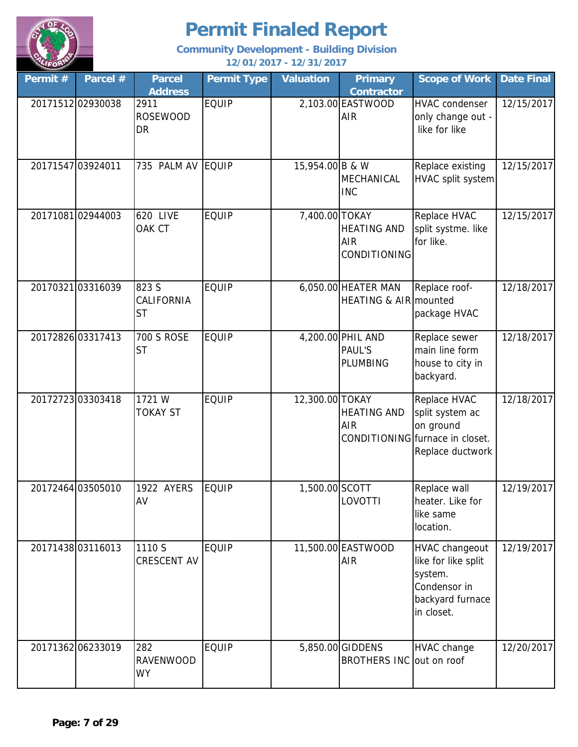# Permit Finaled Report

**Community Development - Building Division**

**12/01/2017 - 12/31/2017**

| Permit # | Parcel # | Parcel Address | Permit Type | Valuation | Primary Contractor | Scope of Work | Date Final |
|---|---|---|---|---|---|---|---|
| 20171512 | 02930038 | 2911 ROSEWOOD DR | EQUIP | 2,103.00 | EASTWOOD AIR | HVAC condenser only change out - like for like | 12/15/2017 |
| 20171547 | 03924011 | 735 PALM AV | EQUIP | 15,954.00 | B & W MECHANICAL INC | Replace existing HVAC split system | 12/15/2017 |
| 20171081 | 02944003 | 620 LIVE OAK CT | EQUIP | 7,400.00 | TOKAY HEATING AND AIR CONDITIONING | Replace HVAC split systme. like for like. | 12/15/2017 |
| 20170321 | 03316039 | 823 S CALIFORNIA ST | EQUIP | 6,050.00 | HEATER MAN HEATING & AIR | Replace roof-mounted package HVAC | 12/18/2017 |
| 20172826 | 03317413 | 700 S ROSE ST | EQUIP | 4,200.00 | PHIL AND PAUL'S PLUMBING | Replace sewer main line form house to city in backyard. | 12/18/2017 |
| 20172723 | 03303418 | 1721 W TOKAY ST | EQUIP | 12,300.00 | TOKAY HEATING AND AIR CONDITIONING | Replace HVAC split system ac on ground furnace in closet. Replace ductwork | 12/18/2017 |
| 20172464 | 03505010 | 1922 AYERS AV | EQUIP | 1,500.00 | SCOTT LOVOTTI | Replace wall heater. Like for like same location. | 12/19/2017 |
| 20171438 | 03116013 | 1110 S CRESCENT AV | EQUIP | 11,500.00 | EASTWOOD AIR | HVAC changeout like for like split system. Condensor in backyard furnace in closet. | 12/19/2017 |
| 20171362 | 06233019 | 282 RAVENWOOD WY | EQUIP | 5,850.00 | GIDDENS BROTHERS INC | HVAC change out on roof | 12/20/2017 |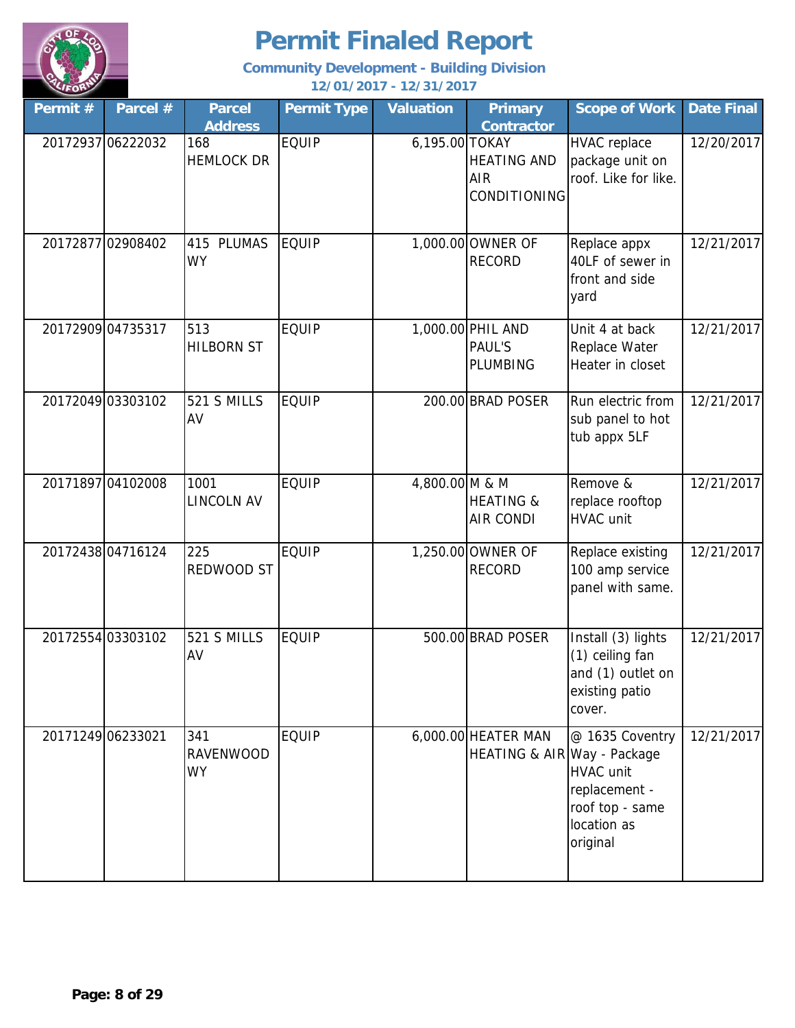# Permit Finaled Report

**Community Development - Building Division**

**12/01/2017 - 12/31/2017**

| Permit # | Parcel # | Parcel Address | Permit Type | Valuation | Primary Contractor | Scope of Work | Date Final |
|---|---|---|---|---|---|---|---|
| 20172937 | 06222032 | 168 HEMLOCK DR | EQUIP | 6,195.00 | TOKAY HEATING AND AIR CONDITIONING | HVAC replace package unit on roof. Like for like. | 12/20/2017 |
| 20172877 | 02908402 | 415 PLUMAS WY | EQUIP | 1,000.00 | OWNER OF RECORD | Replace appx 40LF of sewer in front and side yard | 12/21/2017 |
| 20172909 | 04735317 | 513 HILBORN ST | EQUIP | 1,000.00 | PHIL AND PAUL'S PLUMBING | Unit 4 at back Replace Water Heater in closet | 12/21/2017 |
| 20172049 | 03303102 | 521 S MILLS AV | EQUIP | 200.00 | BRAD POSER | Run electric from sub panel to hot tub appx 5LF | 12/21/2017 |
| 20171897 | 04102008 | 1001 LINCOLN AV | EQUIP | 4,800.00 | M & M HEATING & AIR CONDI | Remove & replace rooftop HVAC unit | 12/21/2017 |
| 20172438 | 04716124 | 225 REDWOOD ST | EQUIP | 1,250.00 | OWNER OF RECORD | Replace existing 100 amp service panel with same. | 12/21/2017 |
| 20172554 | 03303102 | 521 S MILLS AV | EQUIP | 500.00 | BRAD POSER | Install (3) lights (1) ceiling fan and (1) outlet on existing patio cover. | 12/21/2017 |
| 20171249 | 06233021 | 341 RAVENWOOD WY | EQUIP | 6,000.00 | HEATER MAN HEATING & AIR | @ 1635 Coventry Way - Package HVAC unit replacement - roof top - same location as original | 12/21/2017 |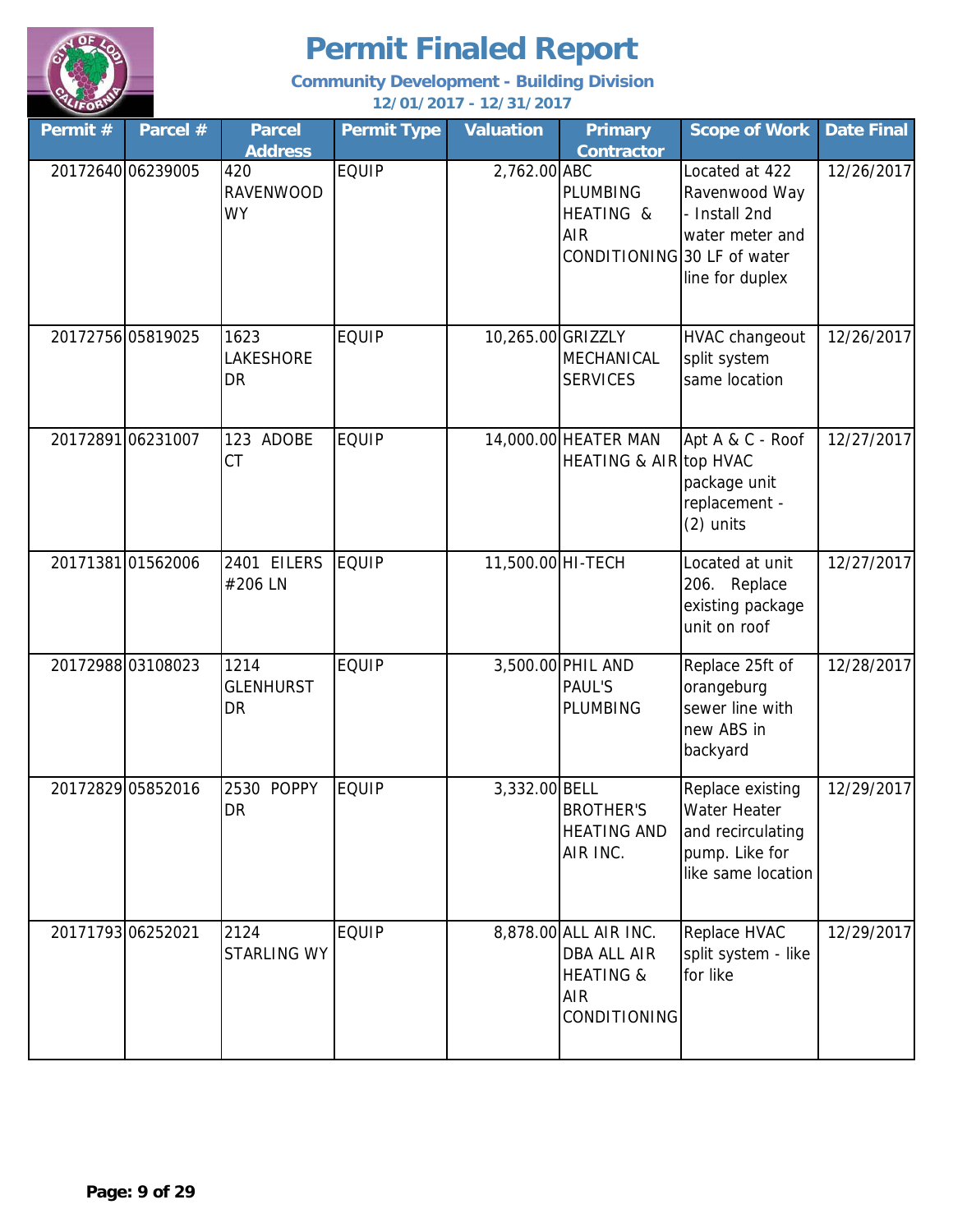# Permit Finaled Report

**Community Development - Building Division**

**12/01/2017 - 12/31/2017**

| Permit # | Parcel # | Parcel Address | Permit Type | Valuation | Primary Contractor | Scope of Work | Date Final |
|---|---|---|---|---|---|---|---|
| 20172640 | 06239005 | 420 RAVENWOOD WY | EQUIP | 2,762.00 | ABC PLUMBING HEATING & AIR CONDITIONING | Located at 422 Ravenwood Way - Install 2nd water meter and 30 LF of water line for duplex | 12/26/2017 |
| 20172756 | 05819025 | 1623 LAKESHORE DR | EQUIP | 10,265.00 | GRIZZLY MECHANICAL SERVICES | HVAC changeout split system same location | 12/26/2017 |
| 20172891 | 06231007 | 123 ADOBE CT | EQUIP | 14,000.00 | HEATER MAN HEATING & AIR | Apt A & C - Roof top HVAC package unit replacement - (2) units | 12/27/2017 |
| 20171381 | 01562006 | 2401 EILERS #206 LN | EQUIP | 11,500.00 | HI-TECH | Located at unit 206. Replace existing package unit on roof | 12/27/2017 |
| 20172988 | 03108023 | 1214 GLENHURST DR | EQUIP | 3,500.00 | PHIL AND PAUL'S PLUMBING | Replace 25ft of orangeburg sewer line with new ABS in backyard | 12/28/2017 |
| 20172829 | 05852016 | 2530 POPPY DR | EQUIP | 3,332.00 | BELL BROTHER'S HEATING AND AIR INC. | Replace existing Water Heater and recirculating pump. Like for like same location | 12/29/2017 |
| 20171793 | 06252021 | 2124 STARLING WY | EQUIP | 8,878.00 | ALL AIR INC. DBA ALL AIR HEATING & AIR CONDITIONING | Replace HVAC split system - like for like | 12/29/2017 |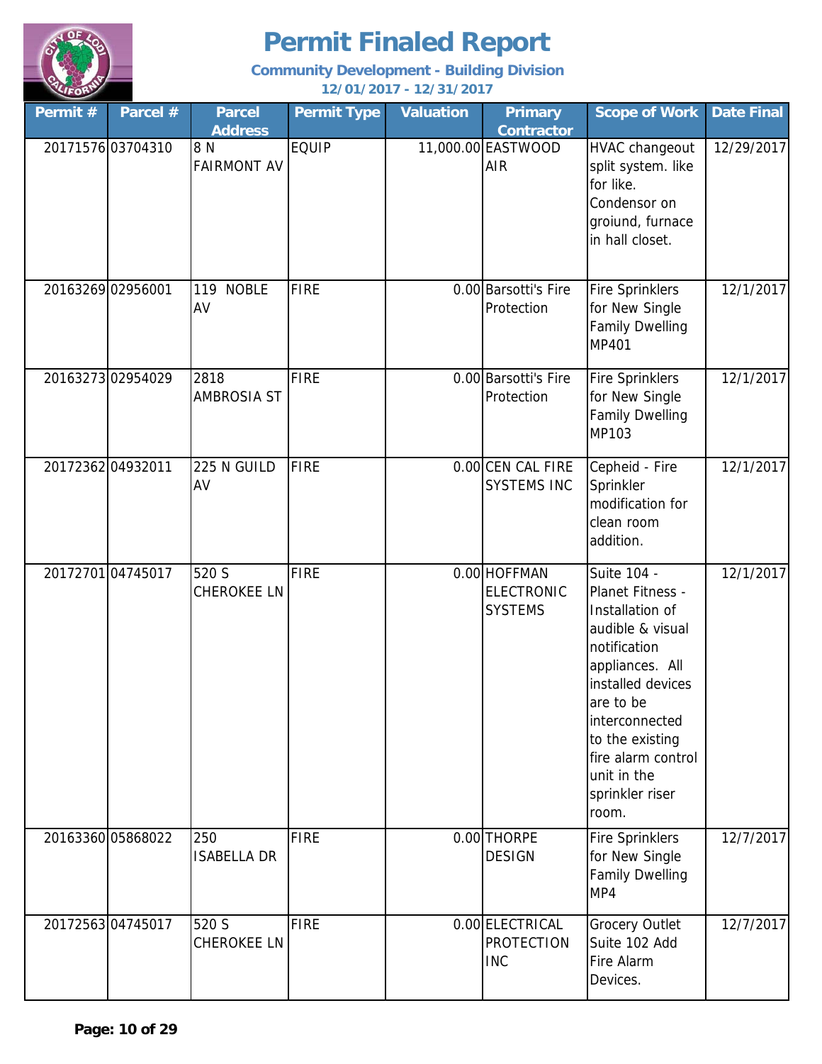# Permit Finaled Report

**Community Development - Building Division**

**12/01/2017 - 12/31/2017**

| Permit # | Parcel # | Parcel Address | Permit Type | Valuation | Primary Contractor | Scope of Work | Date Final |
|---|---|---|---|---|---|---|---|
| 20171576 | 03704310 | 8 N FAIRMONT AV | EQUIP | 11,000.00 | EASTWOOD AIR | HVAC changeout split system. like for like. Condensor on groiund, furnace in hall closet. | 12/29/2017 |
| 20163269 | 02956001 | 119 NOBLE AV | FIRE | 0.00 | Barsotti's Fire Protection | Fire Sprinklers for New Single Family Dwelling MP401 | 12/1/2017 |
| 20163273 | 02954029 | 2818 AMBROSIA ST | FIRE | 0.00 | Barsotti's Fire Protection | Fire Sprinklers for New Single Family Dwelling MP103 | 12/1/2017 |
| 20172362 | 04932011 | 225 N GUILD AV | FIRE | 0.00 | CEN CAL FIRE SYSTEMS INC | Cepheid - Fire Sprinkler modification for clean room addition. | 12/1/2017 |
| 20172701 | 04745017 | 520 S CHEROKEE LN | FIRE | 0.00 | HOFFMAN ELECTRONIC SYSTEMS | Suite 104 - Planet Fitness - Installation of audible & visual notification appliances. All installed devices are to be interconnected to the existing fire alarm control unit in the sprinkler riser room. | 12/1/2017 |
| 20163360 | 05868022 | 250 ISABELLA DR | FIRE | 0.00 | THORPE DESIGN | Fire Sprinklers for New Single Family Dwelling MP4 | 12/7/2017 |
| 20172563 | 04745017 | 520 S CHEROKEE LN | FIRE | 0.00 | ELECTRICAL PROTECTION INC | Grocery Outlet Suite 102 Add Fire Alarm Devices. | 12/7/2017 |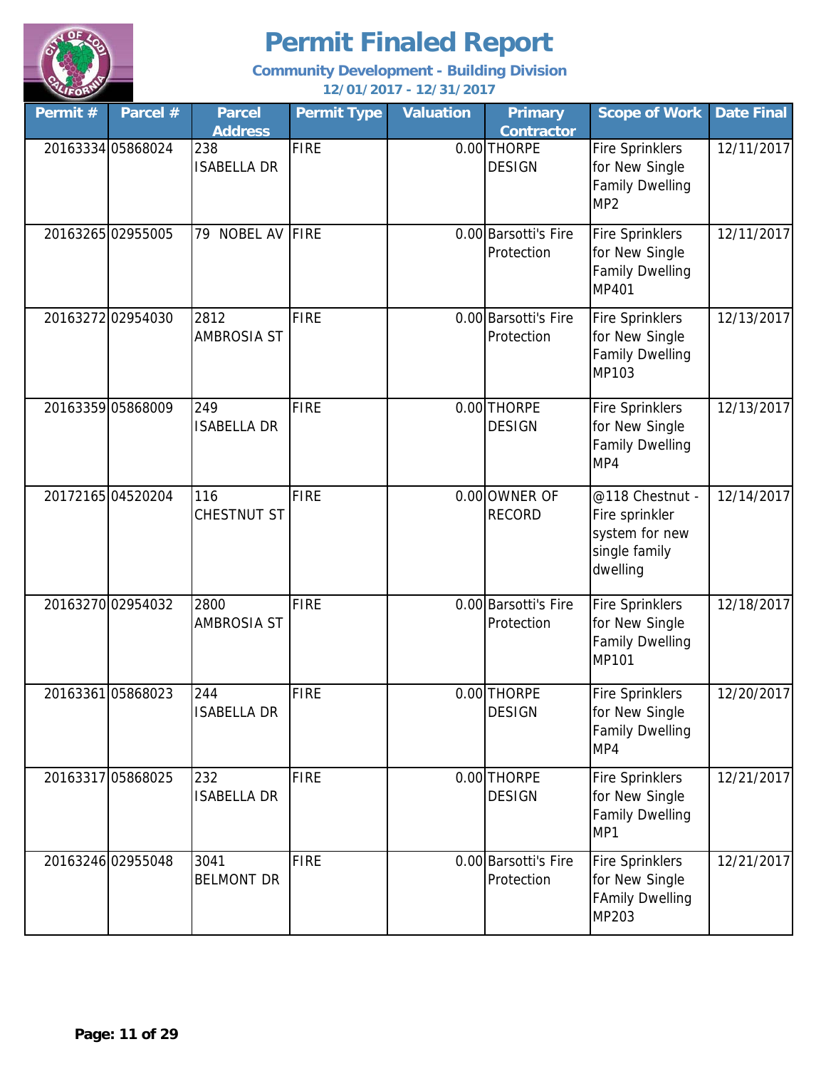# Permit Finaled Report

**Community Development - Building Division**

**12/01/2017 - 12/31/2017**

| Permit # | Parcel # | Parcel Address | Permit Type | Valuation | Primary Contractor | Scope of Work | Date Final |
|---|---|---|---|---|---|---|---|
| 20163334 | 05868024 | 238 ISABELLA DR | FIRE | 0.00 | THORPE DESIGN | Fire Sprinklers for New Single Family Dwelling MP2 | 12/11/2017 |
| 20163265 | 02955005 | 79 NOBEL AV | FIRE | 0.00 | Barsotti's Fire Protection | Fire Sprinklers for New Single Family Dwelling MP401 | 12/11/2017 |
| 20163272 | 02954030 | 2812 AMBROSIA ST | FIRE | 0.00 | Barsotti's Fire Protection | Fire Sprinklers for New Single Family Dwelling MP103 | 12/13/2017 |
| 20163359 | 05868009 | 249 ISABELLA DR | FIRE | 0.00 | THORPE DESIGN | Fire Sprinklers for New Single Family Dwelling MP4 | 12/13/2017 |
| 20172165 | 04520204 | 116 CHESTNUT ST | FIRE | 0.00 | OWNER OF RECORD | @118 Chestnut - Fire sprinkler system for new single family dwelling | 12/14/2017 |
| 20163270 | 02954032 | 2800 AMBROSIA ST | FIRE | 0.00 | Barsotti's Fire Protection | Fire Sprinklers for New Single Family Dwelling MP101 | 12/18/2017 |
| 20163361 | 05868023 | 244 ISABELLA DR | FIRE | 0.00 | THORPE DESIGN | Fire Sprinklers for New Single Family Dwelling MP4 | 12/20/2017 |
| 20163317 | 05868025 | 232 ISABELLA DR | FIRE | 0.00 | THORPE DESIGN | Fire Sprinklers for New Single Family Dwelling MP1 | 12/21/2017 |
| 20163246 | 02955048 | 3041 BELMONT DR | FIRE | 0.00 | Barsotti's Fire Protection | Fire Sprinklers for New Single FAmily Dwelling MP203 | 12/21/2017 |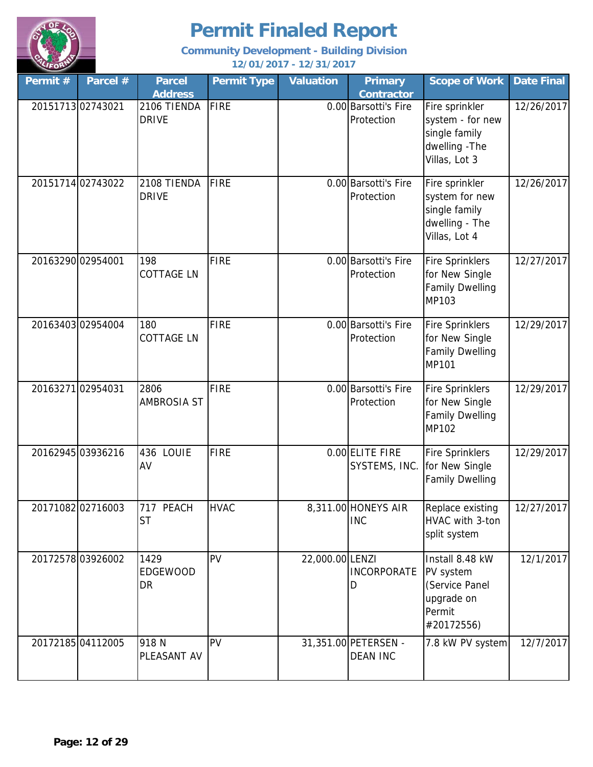# Permit Finaled Report

**Community Development - Building Division**

**12/01/2017 - 12/31/2017**

| Permit # | Parcel # | Parcel Address | Permit Type | Valuation | Primary Contractor | Scope of Work | Date Final |
|---|---|---|---|---|---|---|---|
| 20151713 | 02743021 | 2106 TIENDA DRIVE | FIRE | 0.00 | Barsotti's Fire Protection | Fire sprinkler system - for new single family dwelling -The Villas, Lot 3 | 12/26/2017 |
| 20151714 | 02743022 | 2108 TIENDA DRIVE | FIRE | 0.00 | Barsotti's Fire Protection | Fire sprinkler system for new single family dwelling - The Villas, Lot 4 | 12/26/2017 |
| 20163290 | 02954001 | 198 COTTAGE LN | FIRE | 0.00 | Barsotti's Fire Protection | Fire Sprinklers for New Single Family Dwelling MP103 | 12/27/2017 |
| 20163403 | 02954004 | 180 COTTAGE LN | FIRE | 0.00 | Barsotti's Fire Protection | Fire Sprinklers for New Single Family Dwelling MP101 | 12/29/2017 |
| 20163271 | 02954031 | 2806 AMBROSIA ST | FIRE | 0.00 | Barsotti's Fire Protection | Fire Sprinklers for New Single Family Dwelling MP102 | 12/29/2017 |
| 20162945 | 03936216 | 436 LOUIE AV | FIRE | 0.00 | ELITE FIRE SYSTEMS, INC. | Fire Sprinklers for New Single Family Dwelling | 12/29/2017 |
| 20171082 | 02716003 | 717 PEACH ST | HVAC | 8,311.00 | HONEYS AIR INC | Replace existing HVAC with 3-ton split system | 12/27/2017 |
| 20172578 | 03926002 | 1429 EDGEWOOD DR | PV | 22,000.00 | LENZI INCORPORATED | Install 8.48 kW PV system (Service Panel upgrade on Permit #20172556) | 12/1/2017 |
| 20172185 | 04112005 | 918 N PLEASANT AV | PV | 31,351.00 | PETERSEN - DEAN INC | 7.8 kW PV system | 12/7/2017 |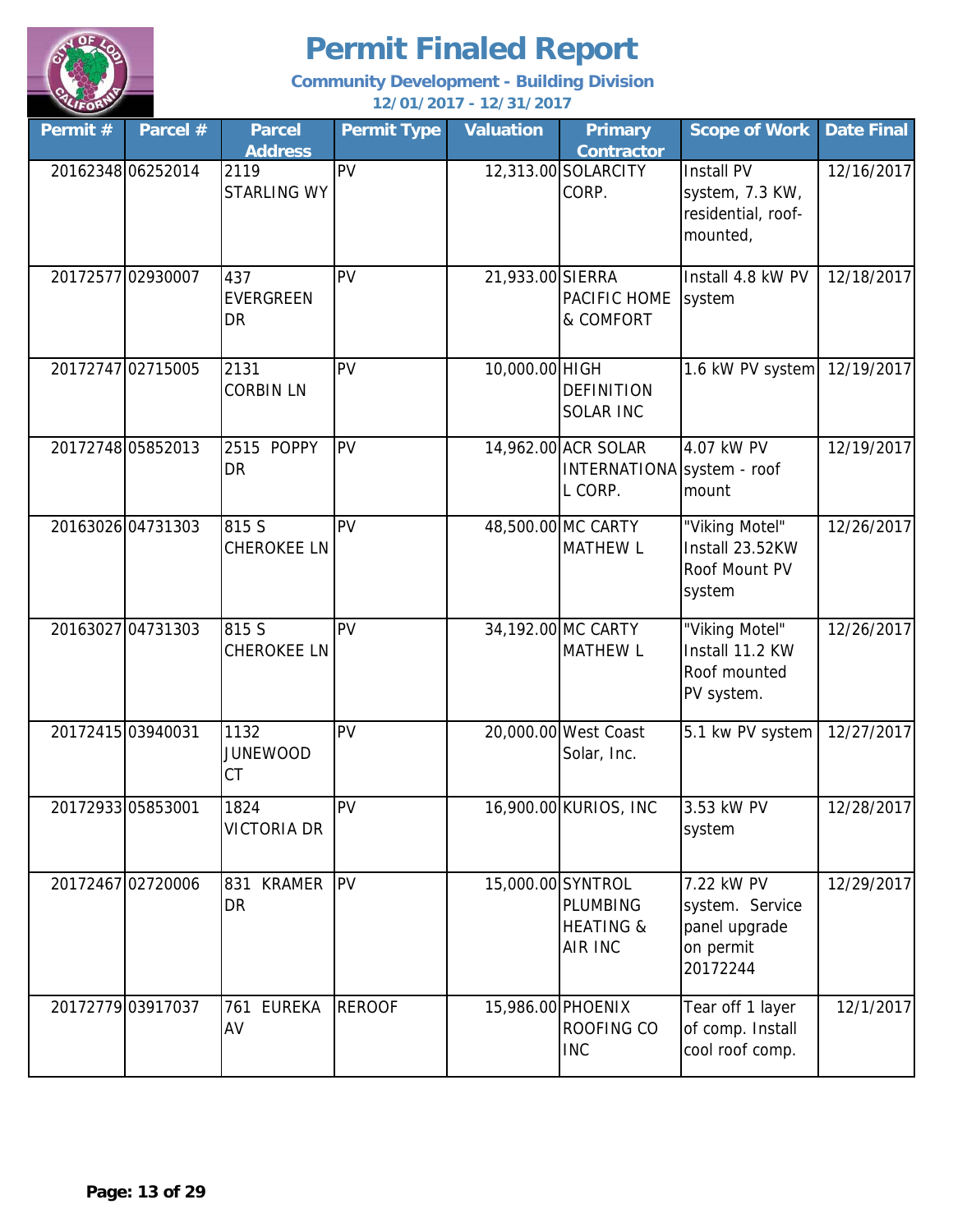# Permit Finaled Report

**Community Development - Building Division**

**12/01/2017 - 12/31/2017**

| Permit # | Parcel # | Parcel Address | Permit Type | Valuation | Primary Contractor | Scope of Work | Date Final |
|---|---|---|---|---|---|---|---|
| 20162348 | 06252014 | 2119 STARLING WY | PV | 12,313.00 | SOLARCITY CORP. | Install PV system, 7.3 KW, residential, roof-mounted, | 12/16/2017 |
| 20172577 | 02930007 | 437 EVERGREEN DR | PV | 21,933.00 | SIERRA PACIFIC HOME & COMFORT | Install 4.8 kW PV system | 12/18/2017 |
| 20172747 | 02715005 | 2131 CORBIN LN | PV | 10,000.00 | HIGH DEFINITION SOLAR INC | 1.6 kW PV system | 12/19/2017 |
| 20172748 | 05852013 | 2515 POPPY DR | PV | 14,962.00 | ACR SOLAR INTERNATIONAL CORP. | 4.07 kW PV system - roof mount | 12/19/2017 |
| 20163026 | 04731303 | 815 S CHEROKEE LN | PV | 48,500.00 | MC CARTY MATHEW L | "Viking Motel" Install 23.52KW Roof Mount PV system | 12/26/2017 |
| 20163027 | 04731303 | 815 S CHEROKEE LN | PV | 34,192.00 | MC CARTY MATHEW L | "Viking Motel" Install 11.2 KW Roof mounted PV system. | 12/26/2017 |
| 20172415 | 03940031 | 1132 JUNEWOOD CT | PV | 20,000.00 | West Coast Solar, Inc. | 5.1 kw PV system | 12/27/2017 |
| 20172933 | 05853001 | 1824 VICTORIA DR | PV | 16,900.00 | KURIOS, INC | 3.53 kW PV system | 12/28/2017 |
| 20172467 | 02720006 | 831 KRAMER DR | PV | 15,000.00 | SYNTROL PLUMBING HEATING & AIR INC | 7.22 kW PV system. Service panel upgrade on permit 20172244 | 12/29/2017 |
| 20172779 | 03917037 | 761 EUREKA AV | REROOF | 15,986.00 | PHOENIX ROOFING CO INC | Tear off 1 layer of comp. Install cool roof comp. | 12/1/2017 |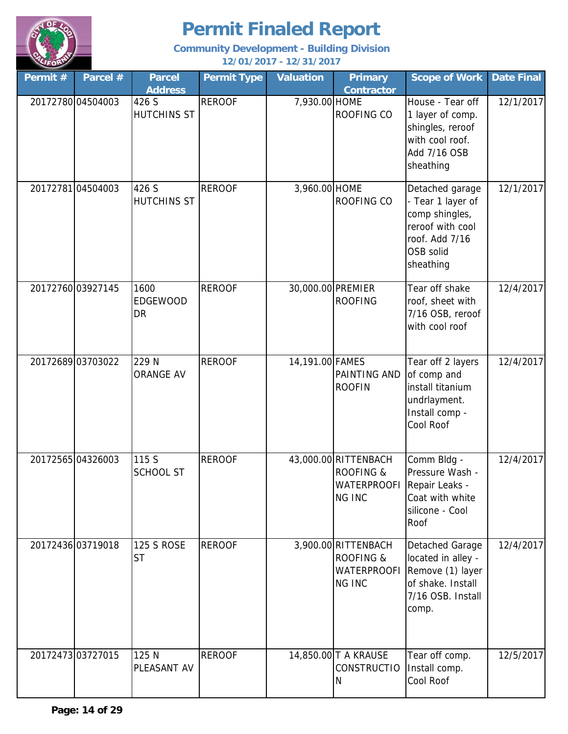# Permit Finaled Report

**Community Development - Building Division**

**12/01/2017 - 12/31/2017**

| Permit # | Parcel # | Parcel Address | Permit Type | Valuation | Primary Contractor | Scope of Work | Date Final |
|---|---|---|---|---|---|---|---|
| 20172780 | 04504003 | 426 S HUTCHINS ST | REROOF | 7,930.00 | HOME ROOFING CO | House - Tear off 1 layer of comp. shingles, reroof with cool roof. Add 7/16 OSB sheathing | 12/1/2017 |
| 20172781 | 04504003 | 426 S HUTCHINS ST | REROOF | 3,960.00 | HOME ROOFING CO | Detached garage - Tear 1 layer of comp shingles, reroof with cool roof. Add 7/16 OSB solid sheathing | 12/1/2017 |
| 20172760 | 03927145 | 1600 EDGEWOOD DR | REROOF | 30,000.00 | PREMIER ROOFING | Tear off shake roof, sheet with 7/16 OSB, reroof with cool roof | 12/4/2017 |
| 20172689 | 03703022 | 229 N ORANGE AV | REROOF | 14,191.00 | FAMES PAINTING AND ROOFIN | Tear off 2 layers of comp and install titanium undrlayment. Install comp - Cool Roof | 12/4/2017 |
| 20172565 | 04326003 | 115 S SCHOOL ST | REROOF | 43,000.00 | RITTENBACH ROOFING & WATERPROOFING INC | Comm Bldg - Pressure Wash - Repair Leaks - Coat with white silicone - Cool Roof | 12/4/2017 |
| 20172436 | 03719018 | 125 S ROSE ST | REROOF | 3,900.00 | RITTENBACH ROOFING & WATERPROOFING INC | Detached Garage located in alley - Remove (1) layer of shake. Install 7/16 OSB. Install comp. | 12/4/2017 |
| 20172473 | 03727015 | 125 N PLEASANT AV | REROOF | 14,850.00 | T A KRAUSE CONSTRUCTION | Tear off comp. Install comp. Cool Roof | 12/5/2017 |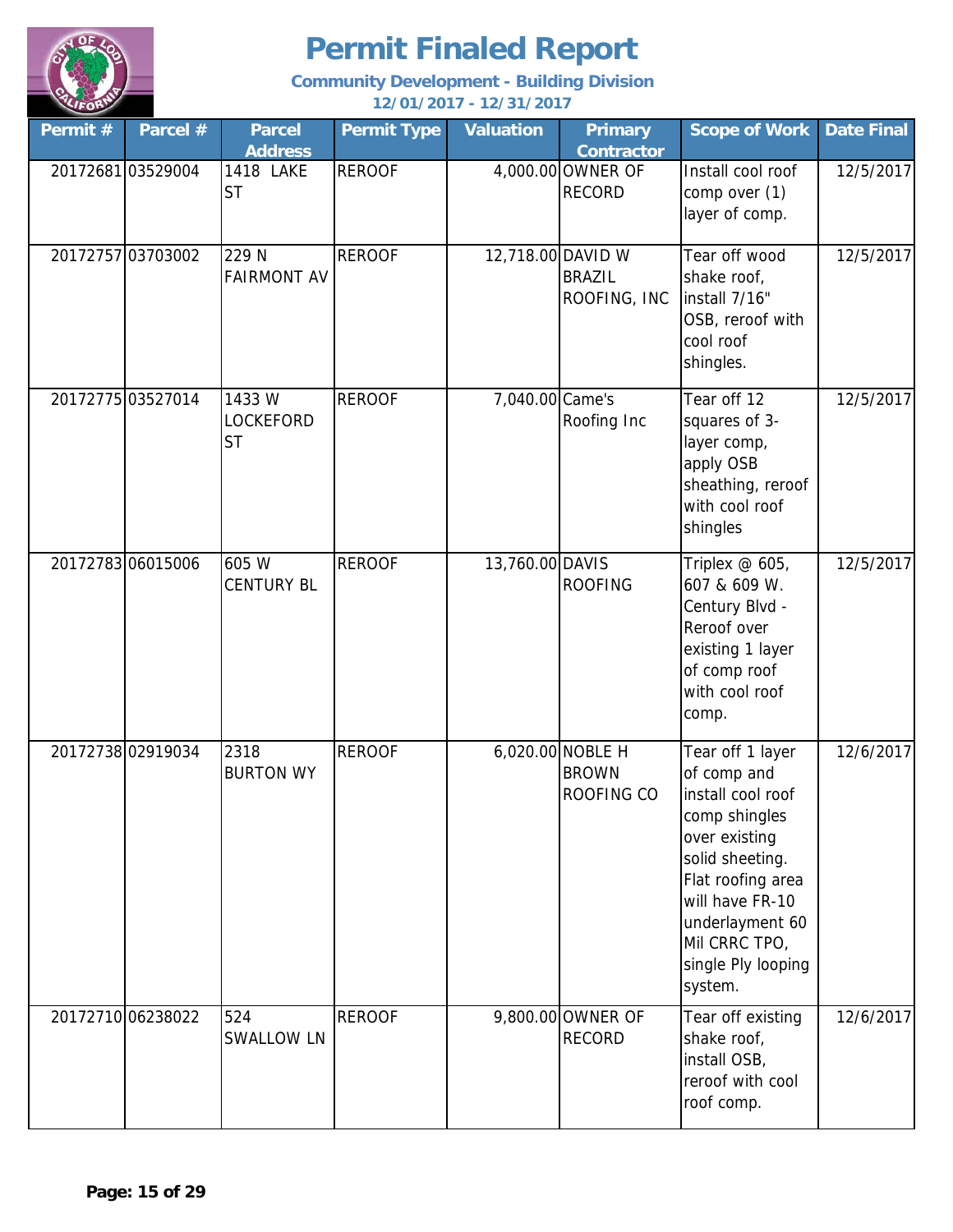# Permit Finaled Report

**Community Development - Building Division**

**12/01/2017 - 12/31/2017**

| Permit # | Parcel # | Parcel Address | Permit Type | Valuation | Primary Contractor | Scope of Work | Date Final |
|---|---|---|---|---|---|---|---|
| 20172681 | 03529004 | 1418 LAKE ST | REROOF | 4,000.00 | OWNER OF RECORD | Install cool roof comp over (1) layer of comp. | 12/5/2017 |
| 20172757 | 03703002 | 229 N FAIRMONT AV | REROOF | 12,718.00 | DAVID W BRAZIL ROOFING, INC | Tear off wood shake roof, install 7/16" OSB, reroof with cool roof shingles. | 12/5/2017 |
| 20172775 | 03527014 | 1433 W LOCKEFORD ST | REROOF | 7,040.00 | Came's Roofing Inc | Tear off 12 squares of 3-layer comp, apply OSB sheathing, reroof with cool roof shingles | 12/5/2017 |
| 20172783 | 06015006 | 605 W CENTURY BL | REROOF | 13,760.00 | DAVIS ROOFING | Triplex @ 605, 607 & 609 W. Century Blvd - Reroof over existing 1 layer of comp roof with cool roof comp. | 12/5/2017 |
| 20172738 | 02919034 | 2318 BURTON WY | REROOF | 6,020.00 | NOBLE H BROWN ROOFING CO | Tear off 1 layer of comp and install cool roof comp shingles over existing solid sheeting. Flat roofing area will have FR-10 underlayment 60 Mil CRRC TPO, single Ply looping system. | 12/6/2017 |
| 20172710 | 06238022 | 524 SWALLOW LN | REROOF | 9,800.00 | OWNER OF RECORD | Tear off existing shake roof, install OSB, reroof with cool roof comp. | 12/6/2017 |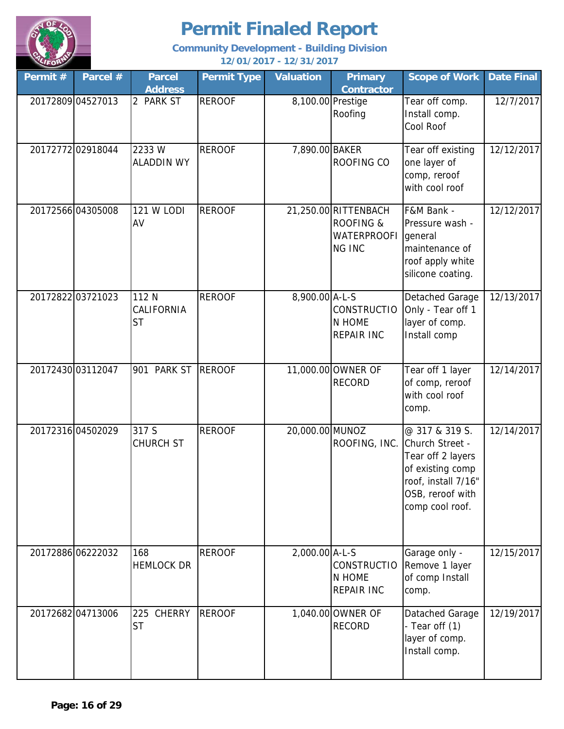# Permit Finaled Report

**Community Development - Building Division**

**12/01/2017 - 12/31/2017**

| Permit # | Parcel # | Parcel Address | Permit Type | Valuation | Primary Contractor | Scope of Work | Date Final |
|---|---|---|---|---|---|---|---|
| 20172809 | 04527013 | 2 PARK ST | REROOF | 8,100.00 | Prestige Roofing | Tear off comp. Install comp. Cool Roof | 12/7/2017 |
| 20172772 | 02918044 | 2233 W ALADDIN WY | REROOF | 7,890.00 | BAKER ROOFING CO | Tear off existing one layer of comp, reroof with cool roof | 12/12/2017 |
| 20172566 | 04305008 | 121 W LODI AV | REROOF | 21,250.00 | RITTENBACH ROOFING & WATERPROOFING INC | F&M Bank - Pressure wash - general maintenance of roof apply white silicone coating. | 12/12/2017 |
| 20172822 | 03721023 | 112 N CALIFORNIA ST | REROOF | 8,900.00 | A-L-S CONSTRUCTION HOME REPAIR INC | Detached Garage Only - Tear off 1 layer of comp. Install comp | 12/13/2017 |
| 20172430 | 03112047 | 901 PARK ST | REROOF | 11,000.00 | OWNER OF RECORD | Tear off 1 layer of comp, reroof with cool roof comp. | 12/14/2017 |
| 20172316 | 04502029 | 317 S CHURCH ST | REROOF | 20,000.00 | MUNOZ ROOFING, INC. | @ 317 & 319 S. Church Street - Tear off 2 layers of existing comp roof, install 7/16" OSB, reroof with comp cool roof. | 12/14/2017 |
| 20172886 | 06222032 | 168 HEMLOCK DR | REROOF | 2,000.00 | A-L-S CONSTRUCTION HOME REPAIR INC | Garage only - Remove 1 layer of comp Install comp. | 12/15/2017 |
| 20172682 | 04713006 | 225 CHERRY ST | REROOF | 1,040.00 | OWNER OF RECORD | Datached Garage - Tear off (1) layer of comp. Install comp. | 12/19/2017 |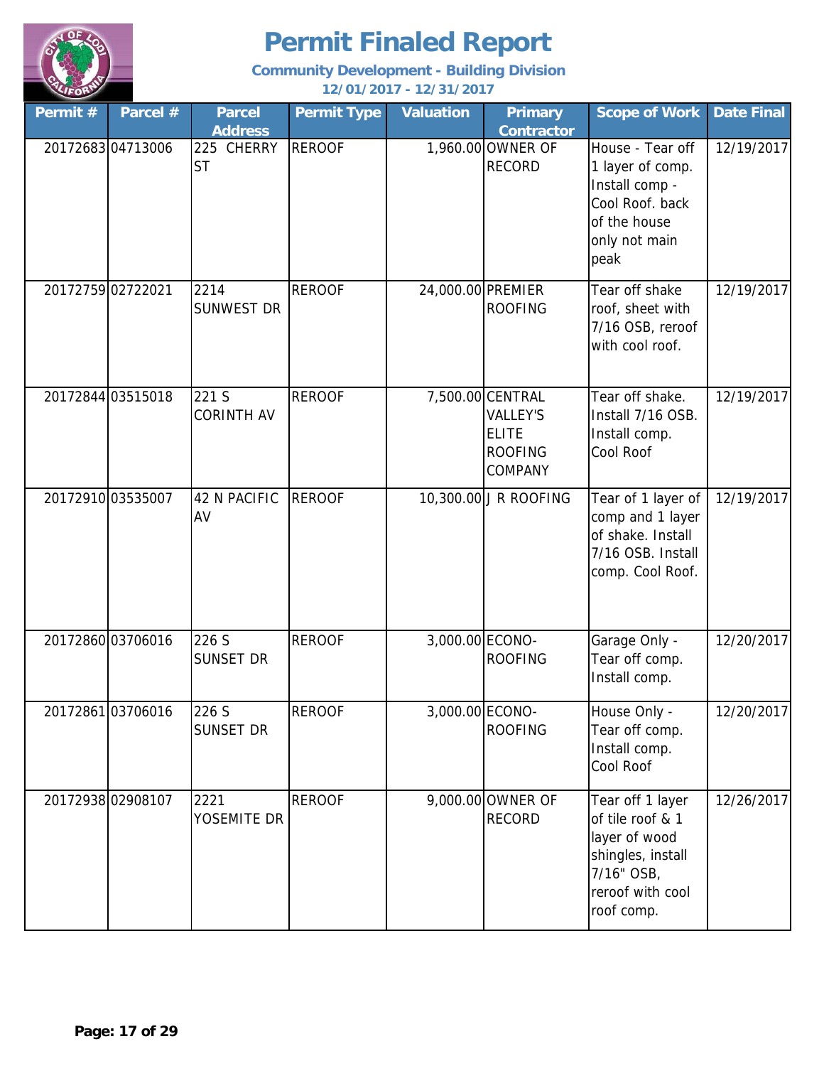# Permit Finaled Report

**Community Development - Building Division**

**12/01/2017 - 12/31/2017**

| Permit # | Parcel # | Parcel Address | Permit Type | Valuation | Primary Contractor | Scope of Work | Date Final |
|---|---|---|---|---|---|---|---|
| 20172683 | 04713006 | 225 CHERRY ST | REROOF | 1,960.00 | OWNER OF RECORD | House - Tear off 1 layer of comp. Install comp - Cool Roof. back of the house only not main peak | 12/19/2017 |
| 20172759 | 02722021 | 2214 SUNWEST DR | REROOF | 24,000.00 | PREMIER ROOFING | Tear off shake roof, sheet with 7/16 OSB, reroof with cool roof. | 12/19/2017 |
| 20172844 | 03515018 | 221 S CORINTH AV | REROOF | 7,500.00 | CENTRAL VALLEY'S ELITE ROOFING COMPANY | Tear off shake. Install 7/16 OSB. Install comp. Cool Roof | 12/19/2017 |
| 20172910 | 03535007 | 42 N PACIFIC AV | REROOF | 10,300.00 | J R ROOFING | Tear of 1 layer of comp and 1 layer of shake. Install 7/16 OSB. Install comp. Cool Roof. | 12/19/2017 |
| 20172860 | 03706016 | 226 S SUNSET DR | REROOF | 3,000.00 | ECONO-ROOFING | Garage Only - Tear off comp. Install comp. | 12/20/2017 |
| 20172861 | 03706016 | 226 S SUNSET DR | REROOF | 3,000.00 | ECONO-ROOFING | House Only - Tear off comp. Install comp. Cool Roof | 12/20/2017 |
| 20172938 | 02908107 | 2221 YOSEMITE DR | REROOF | 9,000.00 | OWNER OF RECORD | Tear off 1 layer of tile roof & 1 layer of wood shingles, install 7/16" OSB, reroof with cool roof comp. | 12/26/2017 |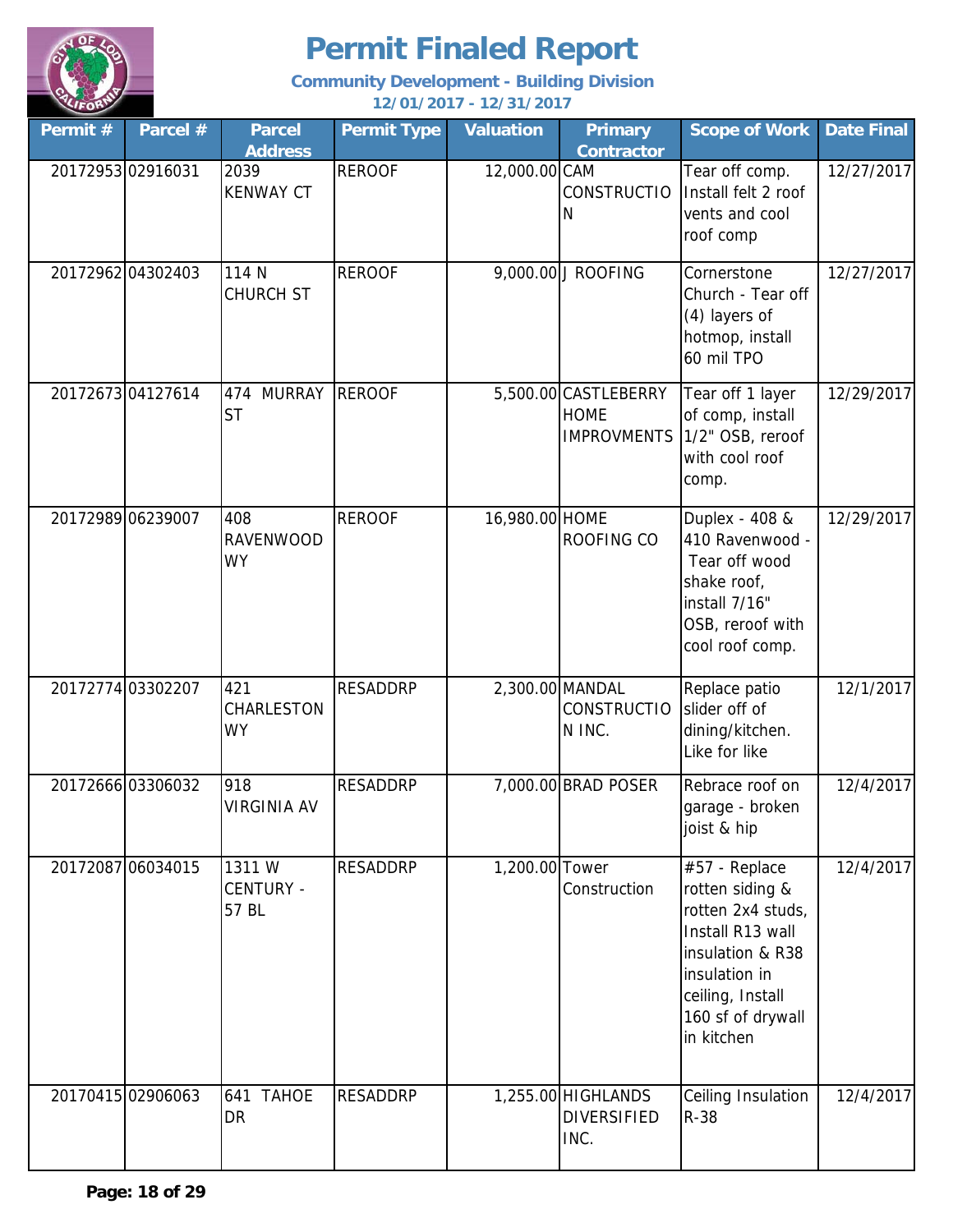# Permit Finaled Report

**Community Development - Building Division**

**12/01/2017 - 12/31/2017**

| Permit # | Parcel # | Parcel Address | Permit Type | Valuation | Primary Contractor | Scope of Work | Date Final |
|---|---|---|---|---|---|---|---|
| 20172953 | 02916031 | 2039 KENWAY CT | REROOF | 12,000.00 | CAM CONSTRUCTION | Tear off comp. Install felt 2 roof vents and cool roof comp | 12/27/2017 |
| 20172962 | 04302403 | 114 N CHURCH ST | REROOF | 9,000.00 | J ROOFING | Cornerstone Church - Tear off (4) layers of hotmop, install 60 mil TPO | 12/27/2017 |
| 20172673 | 04127614 | 474 MURRAY ST | REROOF | 5,500.00 | CASTLEBERRY HOME IMPROVMENTS | Tear off 1 layer of comp, install 1/2" OSB, reroof with cool roof comp. | 12/29/2017 |
| 20172989 | 06239007 | 408 RAVENWOOD WY | REROOF | 16,980.00 | HOME ROOFING CO | Duplex - 408 & 410 Ravenwood - Tear off wood shake roof, install 7/16" OSB, reroof with cool roof comp. | 12/29/2017 |
| 20172774 | 03302207 | 421 CHARLESTON WY | RESADDRP | 2,300.00 | MANDAL CONSTRUCTION INC. | Replace patio slider off of dining/kitchen. Like for like | 12/1/2017 |
| 20172666 | 03306032 | 918 VIRGINIA AV | RESADDRP | 7,000.00 | BRAD POSER | Rebrace roof on garage - broken joist & hip | 12/4/2017 |
| 20172087 | 06034015 | 1311 W CENTURY - 57 BL | RESADDRP | 1,200.00 | Tower Construction | #57 - Replace rotten siding & rotten 2x4 studs, Install R13 wall insulation & R38 insulation in ceiling, Install 160 sf of drywall in kitchen | 12/4/2017 |
| 20170415 | 02906063 | 641 TAHOE DR | RESADDRP | 1,255.00 | HIGHLANDS DIVERSIFIED INC. | Ceiling Insulation R-38 | 12/4/2017 |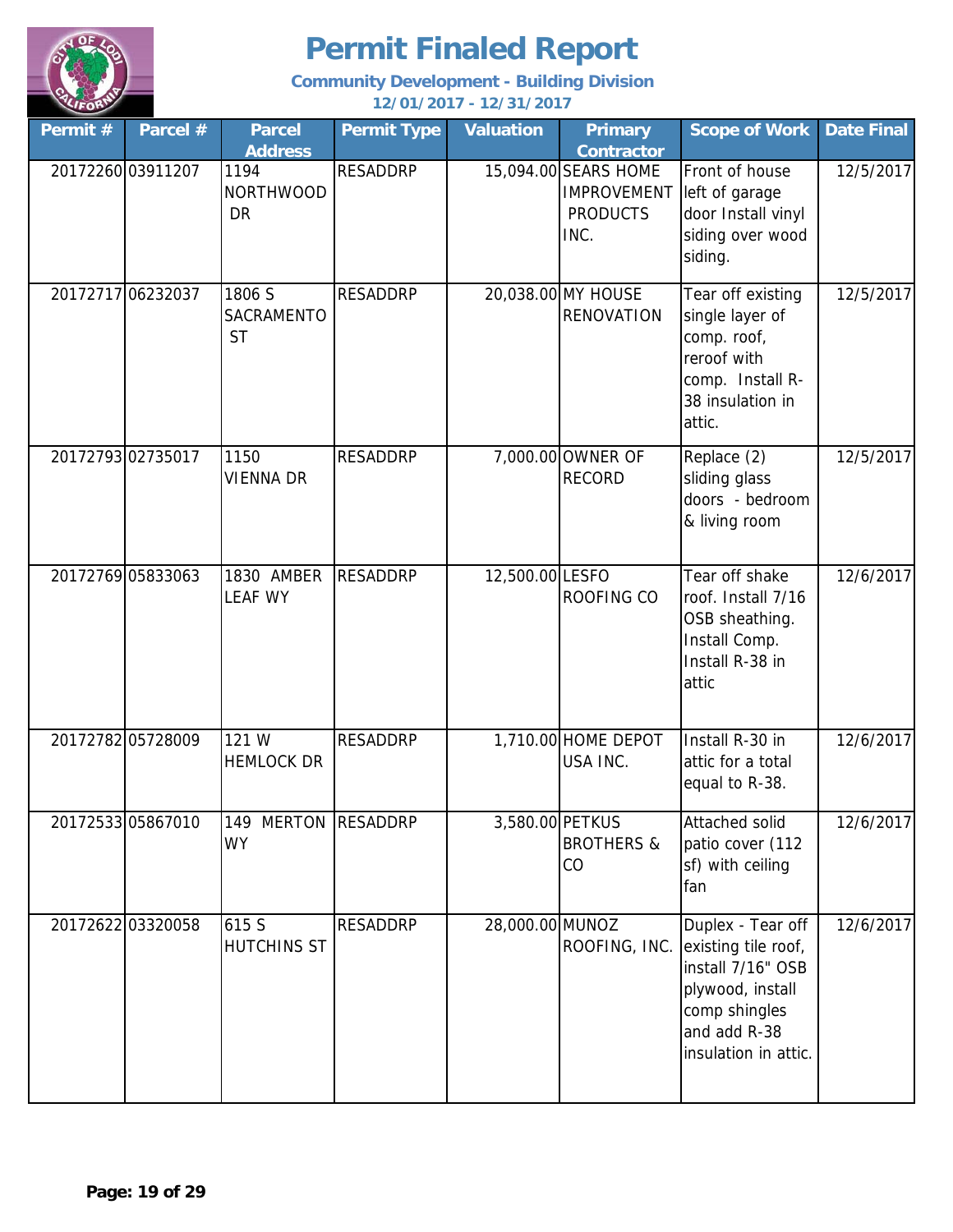# Permit Finaled Report

**Community Development - Building Division**

**12/01/2017 - 12/31/2017**

| Permit # | Parcel # | Parcel Address | Permit Type | Valuation | Primary Contractor | Scope of Work | Date Final |
|---|---|---|---|---|---|---|---|
| 20172260 | 03911207 | 1194 NORTHWOOD DR | RESADDRP | 15,094.00 | SEARS HOME IMPROVEMENT PRODUCTS INC. | Front of house left of garage door Install vinyl siding over wood siding. | 12/5/2017 |
| 20172717 | 06232037 | 1806 S SACRAMENTO ST | RESADDRP | 20,038.00 | MY HOUSE RENOVATION | Tear off existing single layer of comp. roof, reroof with comp. Install R-38 insulation in attic. | 12/5/2017 |
| 20172793 | 02735017 | 1150 VIENNA DR | RESADDRP | 7,000.00 | OWNER OF RECORD | Replace (2) sliding glass doors - bedroom & living room | 12/5/2017 |
| 20172769 | 05833063 | 1830 AMBER LEAF WY | RESADDRP | 12,500.00 | LESFO ROOFING CO | Tear off shake roof. Install 7/16 OSB sheathing. Install Comp. Install R-38 in attic | 12/6/2017 |
| 20172782 | 05728009 | 121 W HEMLOCK DR | RESADDRP | 1,710.00 | HOME DEPOT USA INC. | Install R-30 in attic for a total equal to R-38. | 12/6/2017 |
| 20172533 | 05867010 | 149 MERTON WY | RESADDRP | 3,580.00 | PETKUS BROTHERS & CO | Attached solid patio cover (112 sf) with ceiling fan | 12/6/2017 |
| 20172622 | 03320058 | 615 S HUTCHINS ST | RESADDRP | 28,000.00 | MUNOZ ROOFING, INC. | Duplex - Tear off existing tile roof, install 7/16" OSB plywood, install comp shingles and add R-38 insulation in attic. | 12/6/2017 |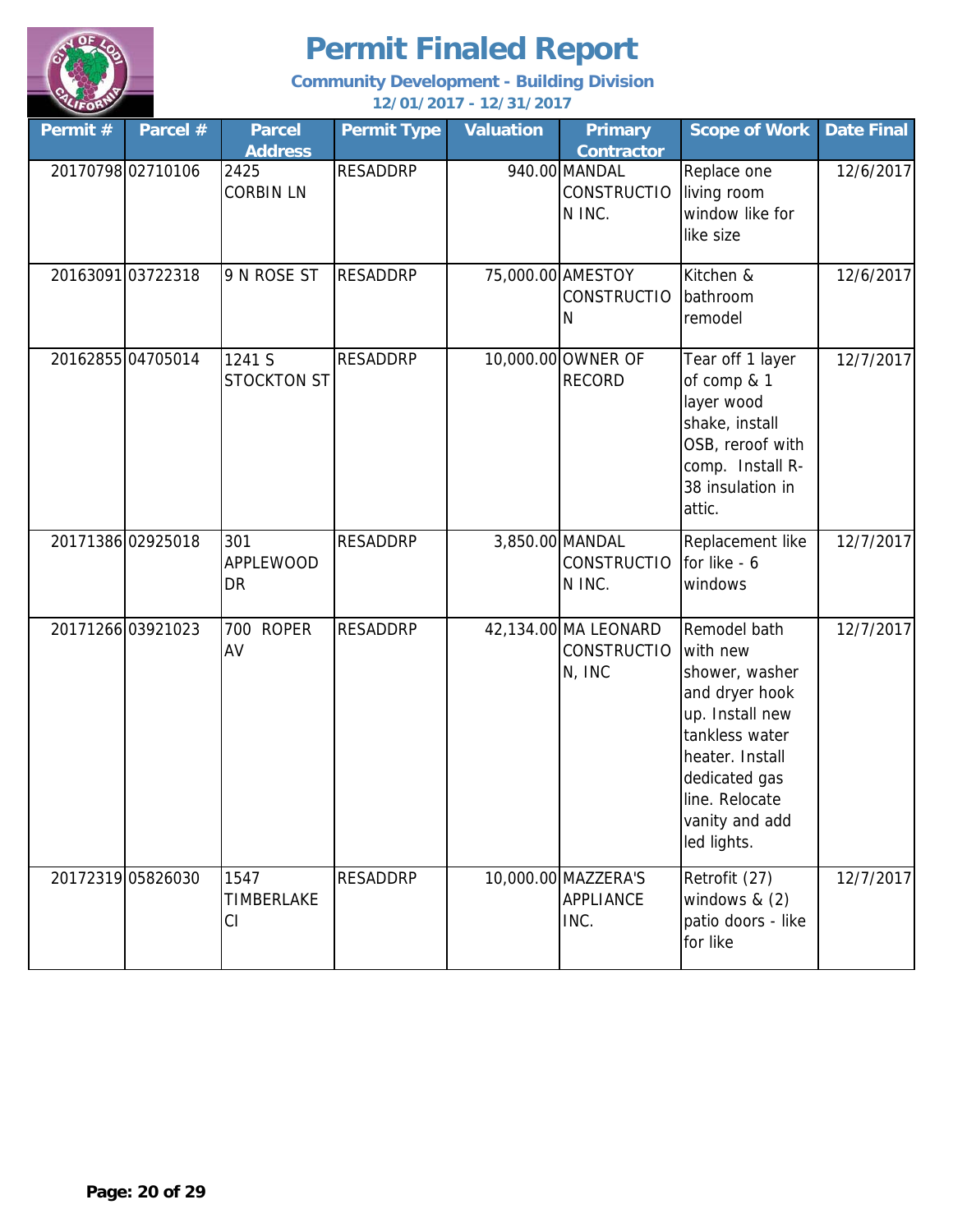# Permit Finaled Report

**Community Development - Building Division**

**12/01/2017 - 12/31/2017**

| Permit # | Parcel # | Parcel Address | Permit Type | Valuation | Primary Contractor | Scope of Work | Date Final |
|---|---|---|---|---|---|---|---|
| 20170798 | 02710106 | 2425 CORBIN LN | RESADDRP | 940.00 | MANDAL CONSTRUCTION INC. | Replace one living room window like for like size | 12/6/2017 |
| 20163091 | 03722318 | 9 N ROSE ST | RESADDRP | 75,000.00 | AMESTOY CONSTRUCTION | Kitchen & bathroom remodel | 12/6/2017 |
| 20162855 | 04705014 | 1241 S STOCKTON ST | RESADDRP | 10,000.00 | OWNER OF RECORD | Tear off 1 layer of comp & 1 layer wood shake, install OSB, reroof with comp. Install R-38 insulation in attic. | 12/7/2017 |
| 20171386 | 02925018 | 301 APPLEWOOD DR | RESADDRP | 3,850.00 | MANDAL CONSTRUCTION INC. | Replacement like for like - 6 windows | 12/7/2017 |
| 20171266 | 03921023 | 700 ROPER AV | RESADDRP | 42,134.00 | MA LEONARD CONSTRUCTION, INC | Remodel bath with new shower, washer and dryer hook up. Install new tankless water heater. Install dedicated gas line. Relocate vanity and add led lights. | 12/7/2017 |
| 20172319 | 05826030 | 1547 TIMBERLAKE CI | RESADDRP | 10,000.00 | MAZZERA'S APPLIANCE INC. | Retrofit (27) windows & (2) patio doors - like for like | 12/7/2017 |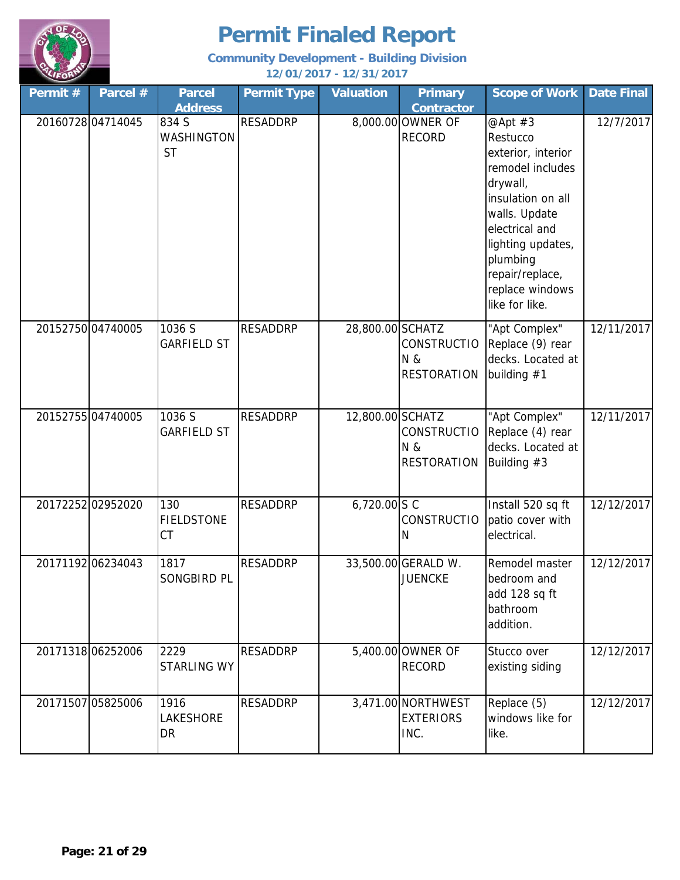# Permit Finaled Report

**Community Development - Building Division**

**12/01/2017 - 12/31/2017**

| Permit # | Parcel # | Parcel Address | Permit Type | Valuation | Primary Contractor | Scope of Work | Date Final |
|---|---|---|---|---|---|---|---|
| 20160728 | 04714045 | 834 S WASHINGTON ST | RESADDRP | 8,000.00 | OWNER OF RECORD | @Apt #3 Restucco exterior, interior remodel includes drywall, insulation on all walls. Update electrical and lighting updates, plumbing repair/replace, replace windows like for like. | 12/7/2017 |
| 20152750 | 04740005 | 1036 S GARFIELD ST | RESADDRP | 28,800.00 | SCHATZ CONSTRUCTION & RESTORATION | "Apt Complex" Replace (9) rear decks. Located at building #1 | 12/11/2017 |
| 20152755 | 04740005 | 1036 S GARFIELD ST | RESADDRP | 12,800.00 | SCHATZ CONSTRUCTION & RESTORATION | "Apt Complex" Replace (4) rear decks. Located at Building #3 | 12/11/2017 |
| 20172252 | 02952020 | 130 FIELDSTONE CT | RESADDRP | 6,720.00 | S C CONSTRUCTION | Install 520 sq ft patio cover with electrical. | 12/12/2017 |
| 20171192 | 06234043 | 1817 SONGBIRD PL | RESADDRP | 33,500.00 | GERALD W. JUENCKE | Remodel master bedroom and add 128 sq ft bathroom addition. | 12/12/2017 |
| 20171318 | 06252006 | 2229 STARLING WY | RESADDRP | 5,400.00 | OWNER OF RECORD | Stucco over existing siding | 12/12/2017 |
| 20171507 | 05825006 | 1916 LAKESHORE DR | RESADDRP | 3,471.00 | NORTHWEST EXTERIORS INC. | Replace (5) windows like for like. | 12/12/2017 |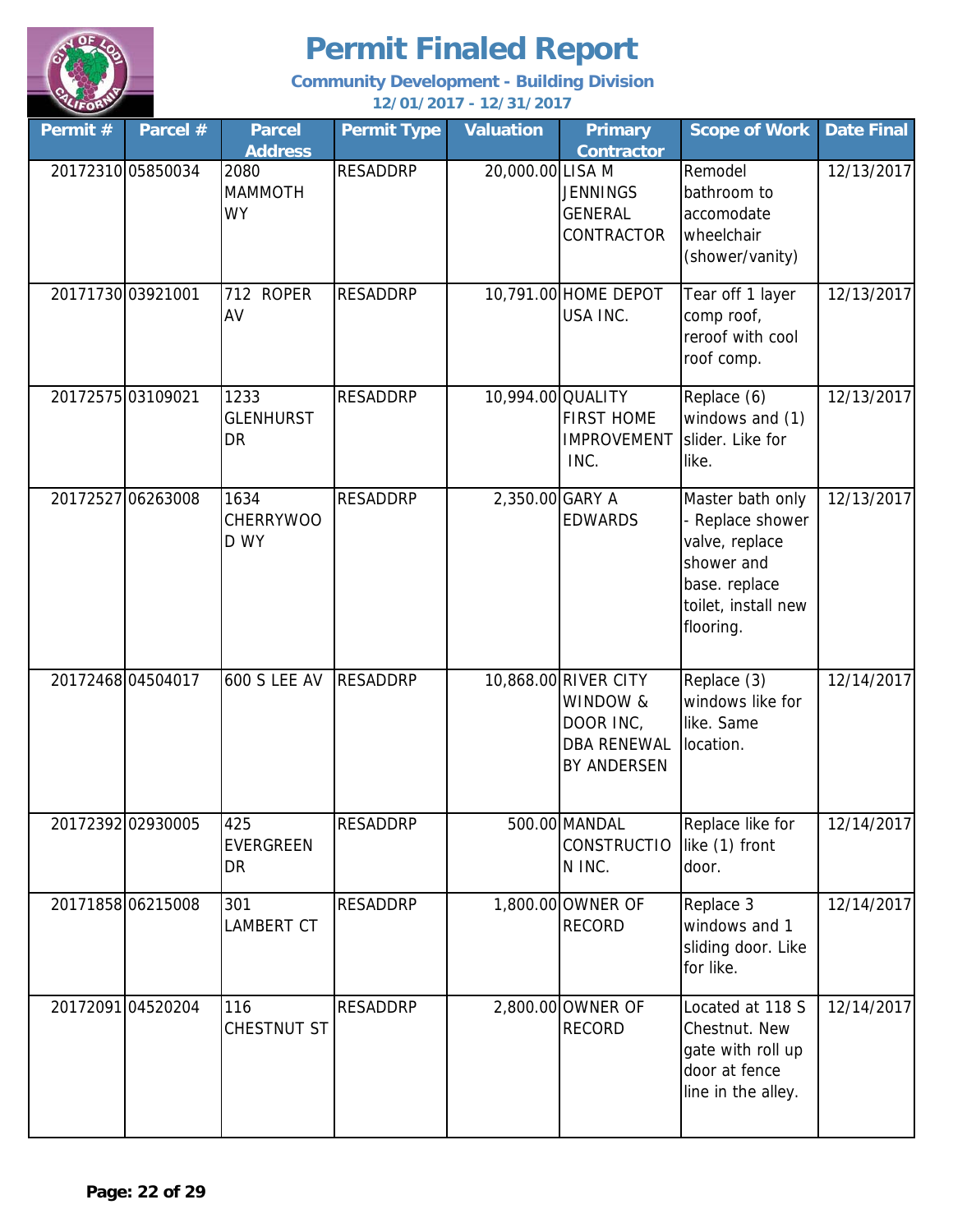# Permit Finaled Report

**Community Development - Building Division**

**12/01/2017 - 12/31/2017**

| Permit # | Parcel # | Parcel Address | Permit Type | Valuation | Primary Contractor | Scope of Work | Date Final |
|---|---|---|---|---|---|---|---|
| 20172310 | 05850034 | 2080 MAMMOTH WY | RESADDRP | 20,000.00 | LISA M JENNINGS GENERAL CONTRACTOR | Remodel bathroom to accomodate wheelchair (shower/vanity) | 12/13/2017 |
| 20171730 | 03921001 | 712 ROPER AV | RESADDRP | 10,791.00 | HOME DEPOT USA INC. | Tear off 1 layer comp roof, reroof with cool roof comp. | 12/13/2017 |
| 20172575 | 03109021 | 1233 GLENHURST DR | RESADDRP | 10,994.00 | QUALITY FIRST HOME IMPROVEMENT INC. | Replace (6) windows and (1) slider. Like for like. | 12/13/2017 |
| 20172527 | 06263008 | 1634 CHERRYWOOD WY | RESADDRP | 2,350.00 | GARY A EDWARDS | Master bath only - Replace shower valve, replace shower and base. replace toilet, install new flooring. | 12/13/2017 |
| 20172468 | 04504017 | 600 S LEE AV | RESADDRP | 10,868.00 | RIVER CITY WINDOW & DOOR INC, DBA RENEWAL BY ANDERSEN | Replace (3) windows like for like. Same location. | 12/14/2017 |
| 20172392 | 02930005 | 425 EVERGREEN DR | RESADDRP | 500.00 | MANDAL CONSTRUCTION INC. | Replace like for like (1) front door. | 12/14/2017 |
| 20171858 | 06215008 | 301 LAMBERT CT | RESADDRP | 1,800.00 | OWNER OF RECORD | Replace 3 windows and 1 sliding door. Like for like. | 12/14/2017 |
| 20172091 | 04520204 | 116 CHESTNUT ST | RESADDRP | 2,800.00 | OWNER OF RECORD | Located at 118 S Chestnut. New gate with roll up door at fence line in the alley. | 12/14/2017 |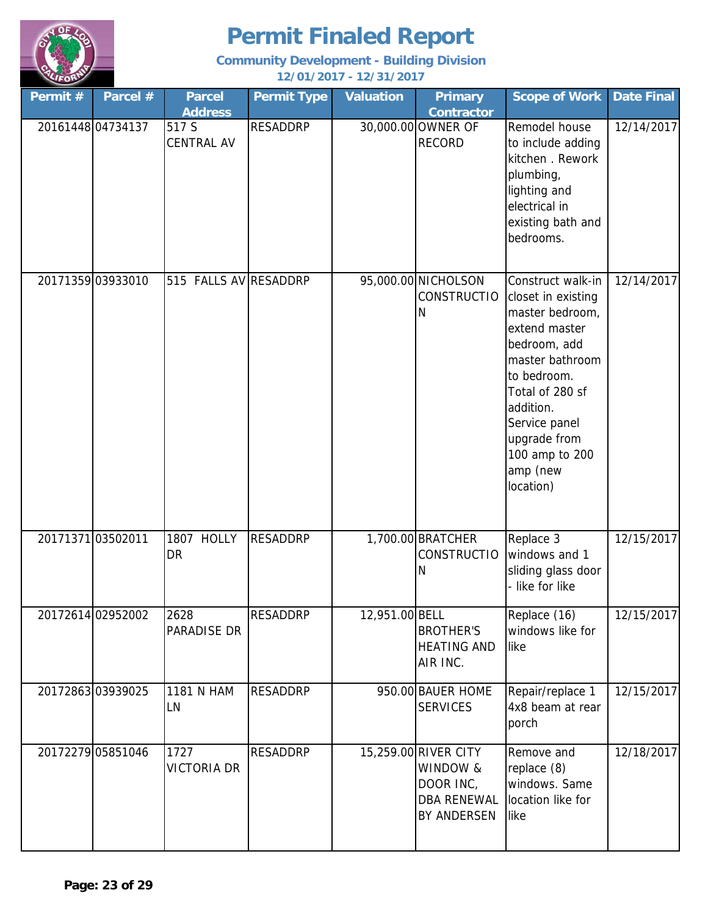# Permit Finaled Report

**Community Development - Building Division**

**12/01/2017 - 12/31/2017**

| Permit # | Parcel # | Parcel Address | Permit Type | Valuation | Primary Contractor | Scope of Work | Date Final |
|---|---|---|---|---|---|---|---|
| 20161448 | 04734137 | 517 S CENTRAL AV | RESADDRP | 30,000.00 | OWNER OF RECORD | Remodel house to include adding kitchen . Rework plumbing, lighting and electrical in existing bath and bedrooms. | 12/14/2017 |
| 20171359 | 03933010 | 515 FALLS AV | RESADDRP | 95,000.00 | NICHOLSON CONSTRUCTION | Construct walk-in closet in existing master bedroom, extend master bedroom, add master bathroom to bedroom. Total of 280 sf addition. Service panel upgrade from 100 amp to 200 amp (new location) | 12/14/2017 |
| 20171371 | 03502011 | 1807 HOLLY DR | RESADDRP | 1,700.00 | BRATCHER CONSTRUCTION | Replace 3 windows and 1 sliding glass door - like for like | 12/15/2017 |
| 20172614 | 02952002 | 2628 PARADISE DR | RESADDRP | 12,951.00 | BELL BROTHER'S HEATING AND AIR INC. | Replace (16) windows like for like | 12/15/2017 |
| 20172863 | 03939025 | 1181 N HAM LN | RESADDRP | 950.00 | BAUER HOME SERVICES | Repair/replace 1 4x8 beam at rear porch | 12/15/2017 |
| 20172279 | 05851046 | 1727 VICTORIA DR | RESADDRP | 15,259.00 | RIVER CITY WINDOW & DOOR INC, DBA RENEWAL BY ANDERSEN | Remove and replace (8) windows. Same location like for like | 12/18/2017 |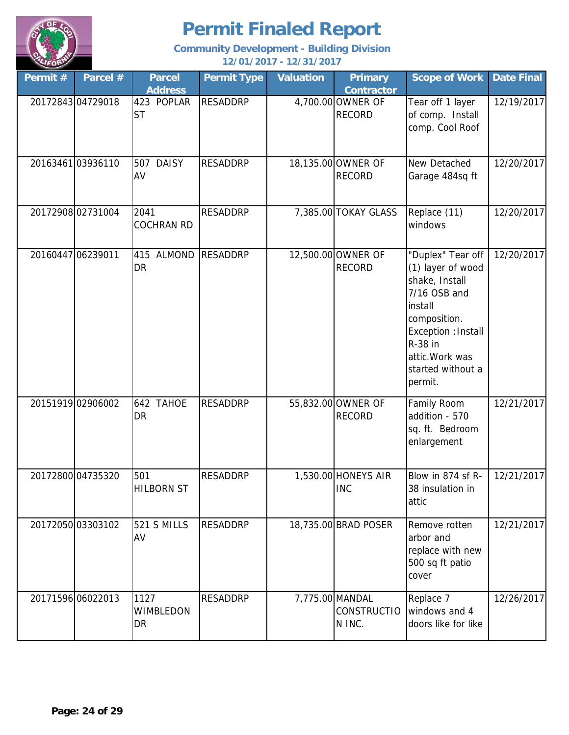# Permit Finaled Report

**Community Development - Building Division**

**12/01/2017 - 12/31/2017**

| Permit # | Parcel # | Parcel Address | Permit Type | Valuation | Primary Contractor | Scope of Work | Date Final |
|---|---|---|---|---|---|---|---|
| 20172843 | 04729018 | 423 POPLAR ST | RESADDRP | 4,700.00 | OWNER OF RECORD | Tear off 1 layer of comp. Install comp. Cool Roof | 12/19/2017 |
| 20163461 | 03936110 | 507 DAISY AV | RESADDRP | 18,135.00 | OWNER OF RECORD | New Detached Garage 484sq ft | 12/20/2017 |
| 20172908 | 02731004 | 2041 COCHRAN RD | RESADDRP | 7,385.00 | TOKAY GLASS | Replace (11) windows | 12/20/2017 |
| 20160447 | 06239011 | 415 ALMOND DR | RESADDRP | 12,500.00 | OWNER OF RECORD | "Duplex" Tear off (1) layer of wood shake, Install 7/16 OSB and install composition. Exception :Install R-38 in attic.Work was started without a permit. | 12/20/2017 |
| 20151919 | 02906002 | 642 TAHOE DR | RESADDRP | 55,832.00 | OWNER OF RECORD | Family Room addition - 570 sq. ft. Bedroom enlargement | 12/21/2017 |
| 20172800 | 04735320 | 501 HILBORN ST | RESADDRP | 1,530.00 | HONEYS AIR INC | Blow in 874 sf R-38 insulation in attic | 12/21/2017 |
| 20172050 | 03303102 | 521 S MILLS AV | RESADDRP | 18,735.00 | BRAD POSER | Remove rotten arbor and replace with new 500 sq ft patio cover | 12/21/2017 |
| 20171596 | 06022013 | 1127 WIMBLEDON DR | RESADDRP | 7,775.00 | MANDAL CONSTRUCTION INC. | Replace 7 windows and 4 doors like for like | 12/26/2017 |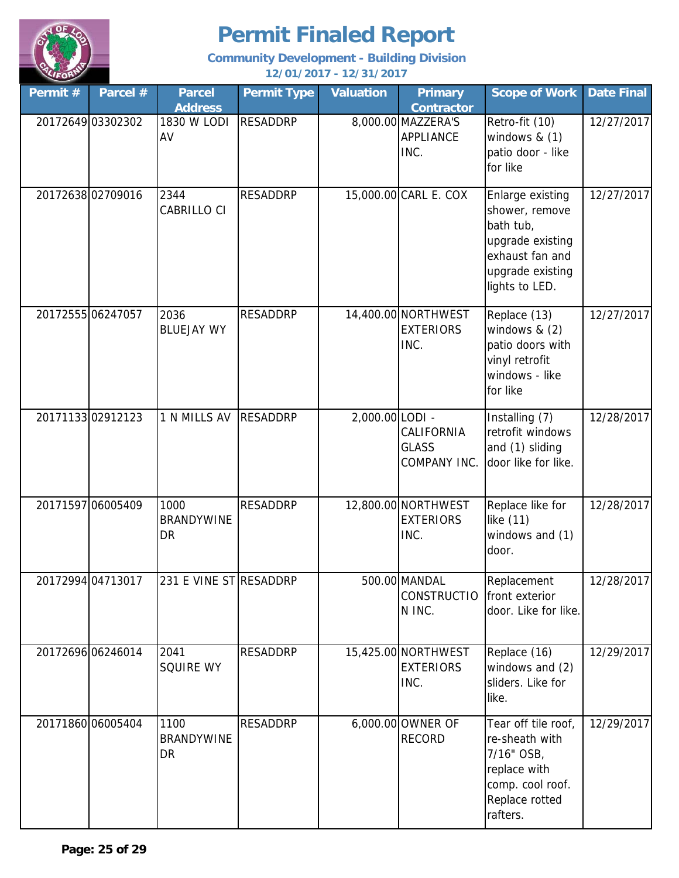# Permit Finaled Report

**Community Development - Building Division**

**12/01/2017 - 12/31/2017**

| Permit # | Parcel # | Parcel Address | Permit Type | Valuation | Primary Contractor | Scope of Work | Date Final |
|---|---|---|---|---|---|---|---|
| 20172649 | 03302302 | 1830 W LODI AV | RESADDRP | 8,000.00 | MAZZERA'S APPLIANCE INC. | Retro-fit (10) windows & (1) patio door - like for like | 12/27/2017 |
| 20172638 | 02709016 | 2344 CABRILLO CI | RESADDRP | 15,000.00 | CARL E. COX | Enlarge existing shower, remove bath tub, upgrade existing exhaust fan and upgrade existing lights to LED. | 12/27/2017 |
| 20172555 | 06247057 | 2036 BLUEJAY WY | RESADDRP | 14,400.00 | NORTHWEST EXTERIORS INC. | Replace (13) windows & (2) patio doors with vinyl retrofit windows - like for like | 12/27/2017 |
| 20171133 | 02912123 | 1 N MILLS AV | RESADDRP | 2,000.00 | LODI - CALIFORNIA GLASS COMPANY INC. | Installing (7) retrofit windows and (1) sliding door like for like. | 12/28/2017 |
| 20171597 | 06005409 | 1000 BRANDYWINE DR | RESADDRP | 12,800.00 | NORTHWEST EXTERIORS INC. | Replace like for like (11) windows and (1) door. | 12/28/2017 |
| 20172994 | 04713017 | 231 E VINE ST | RESADDRP | 500.00 | MANDAL CONSTRUCTION INC. | Replacement front exterior door. Like for like. | 12/28/2017 |
| 20172696 | 06246014 | 2041 SQUIRE WY | RESADDRP | 15,425.00 | NORTHWEST EXTERIORS INC. | Replace (16) windows and (2) sliders. Like for like. | 12/29/2017 |
| 20171860 | 06005404 | 1100 BRANDYWINE DR | RESADDRP | 6,000.00 | OWNER OF RECORD | Tear off tile roof, re-sheath with 7/16" OSB, replace with comp. cool roof. Replace rotted rafters. | 12/29/2017 |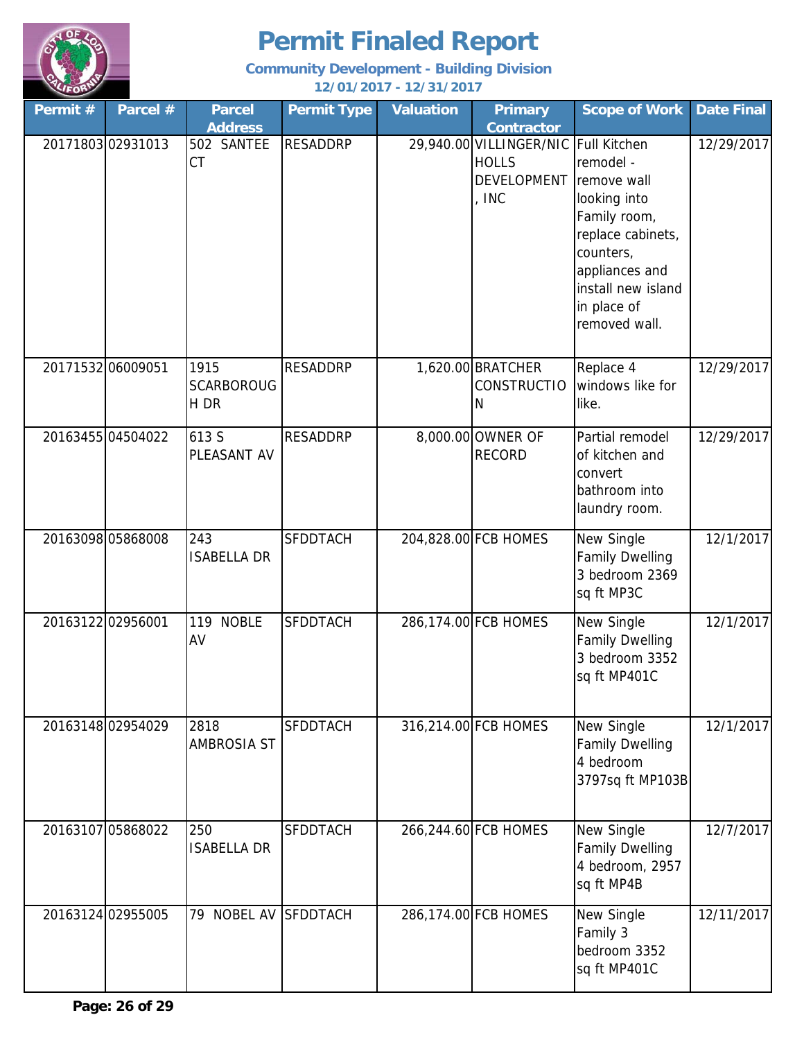# Permit Finaled Report

**Community Development - Building Division**

**12/01/2017 - 12/31/2017**

| Permit # | Parcel # | Parcel Address | Permit Type | Valuation | Primary Contractor | Scope of Work | Date Final |
|---|---|---|---|---|---|---|---|
| 20171803 | 02931013 | 502 SANTEE CT | RESADDRP | 29,940.00 | VILLINGER/NICHOLLS DEVELOPMENT, INC | Full Kitchen remodel - remove wall looking into Family room, replace cabinets, counters, appliances and install new island in place of removed wall. | 12/29/2017 |
| 20171532 | 06009051 | 1915 SCARBOROUGH DR | RESADDRP | 1,620.00 | BRATCHER CONSTRUCTION | Replace 4 windows like for like. | 12/29/2017 |
| 20163455 | 04504022 | 613 S PLEASANT AV | RESADDRP | 8,000.00 | OWNER OF RECORD | Partial remodel of kitchen and convert bathroom into laundry room. | 12/29/2017 |
| 20163098 | 05868008 | 243 ISABELLA DR | SFDDTACH | 204,828.00 | FCB HOMES | New Single Family Dwelling 3 bedroom 2369 sq ft MP3C | 12/1/2017 |
| 20163122 | 02956001 | 119 NOBLE AV | SFDDTACH | 286,174.00 | FCB HOMES | New Single Family Dwelling 3 bedroom 3352 sq ft MP401C | 12/1/2017 |
| 20163148 | 02954029 | 2818 AMBROSIA ST | SFDDTACH | 316,214.00 | FCB HOMES | New Single Family Dwelling 4 bedroom 3797sq ft MP103B | 12/1/2017 |
| 20163107 | 05868022 | 250 ISABELLA DR | SFDDTACH | 266,244.60 | FCB HOMES | New Single Family Dwelling 4 bedroom, 2957 sq ft MP4B | 12/7/2017 |
| 20163124 | 02955005 | 79 NOBEL AV | SFDDTACH | 286,174.00 | FCB HOMES | New Single Family 3 bedroom 3352 sq ft MP401C | 12/11/2017 |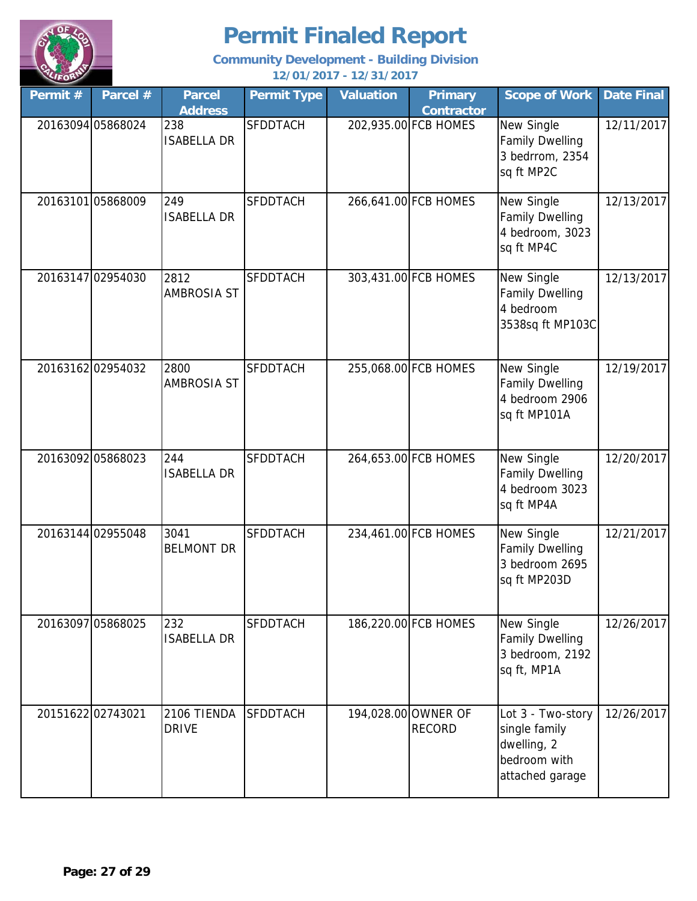# Permit Finaled Report

**Community Development - Building Division**

**12/01/2017 - 12/31/2017**

| Permit # | Parcel # | Parcel Address | Permit Type | Valuation | Primary Contractor | Scope of Work | Date Final |
|---|---|---|---|---|---|---|---|
| 20163094 | 05868024 | 238 ISABELLA DR | SFDDTACH | 202,935.00 | FCB HOMES | New Single Family Dwelling 3 bedrrom, 2354 sq ft MP2C | 12/11/2017 |
| 20163101 | 05868009 | 249 ISABELLA DR | SFDDTACH | 266,641.00 | FCB HOMES | New Single Family Dwelling 4 bedroom, 3023 sq ft MP4C | 12/13/2017 |
| 20163147 | 02954030 | 2812 AMBROSIA ST | SFDDTACH | 303,431.00 | FCB HOMES | New Single Family Dwelling 4 bedroom 3538sq ft MP103C | 12/13/2017 |
| 20163162 | 02954032 | 2800 AMBROSIA ST | SFDDTACH | 255,068.00 | FCB HOMES | New Single Family Dwelling 4 bedroom 2906 sq ft MP101A | 12/19/2017 |
| 20163092 | 05868023 | 244 ISABELLA DR | SFDDTACH | 264,653.00 | FCB HOMES | New Single Family Dwelling 4 bedroom 3023 sq ft MP4A | 12/20/2017 |
| 20163144 | 02955048 | 3041 BELMONT DR | SFDDTACH | 234,461.00 | FCB HOMES | New Single Family Dwelling 3 bedroom 2695 sq ft MP203D | 12/21/2017 |
| 20163097 | 05868025 | 232 ISABELLA DR | SFDDTACH | 186,220.00 | FCB HOMES | New Single Family Dwelling 3 bedroom, 2192 sq ft, MP1A | 12/26/2017 |
| 20151622 | 02743021 | 2106 TIENDA DRIVE | SFDDTACH | 194,028.00 | OWNER OF RECORD | Lot 3 - Two-story single family dwelling, 2 bedroom with attached garage | 12/26/2017 |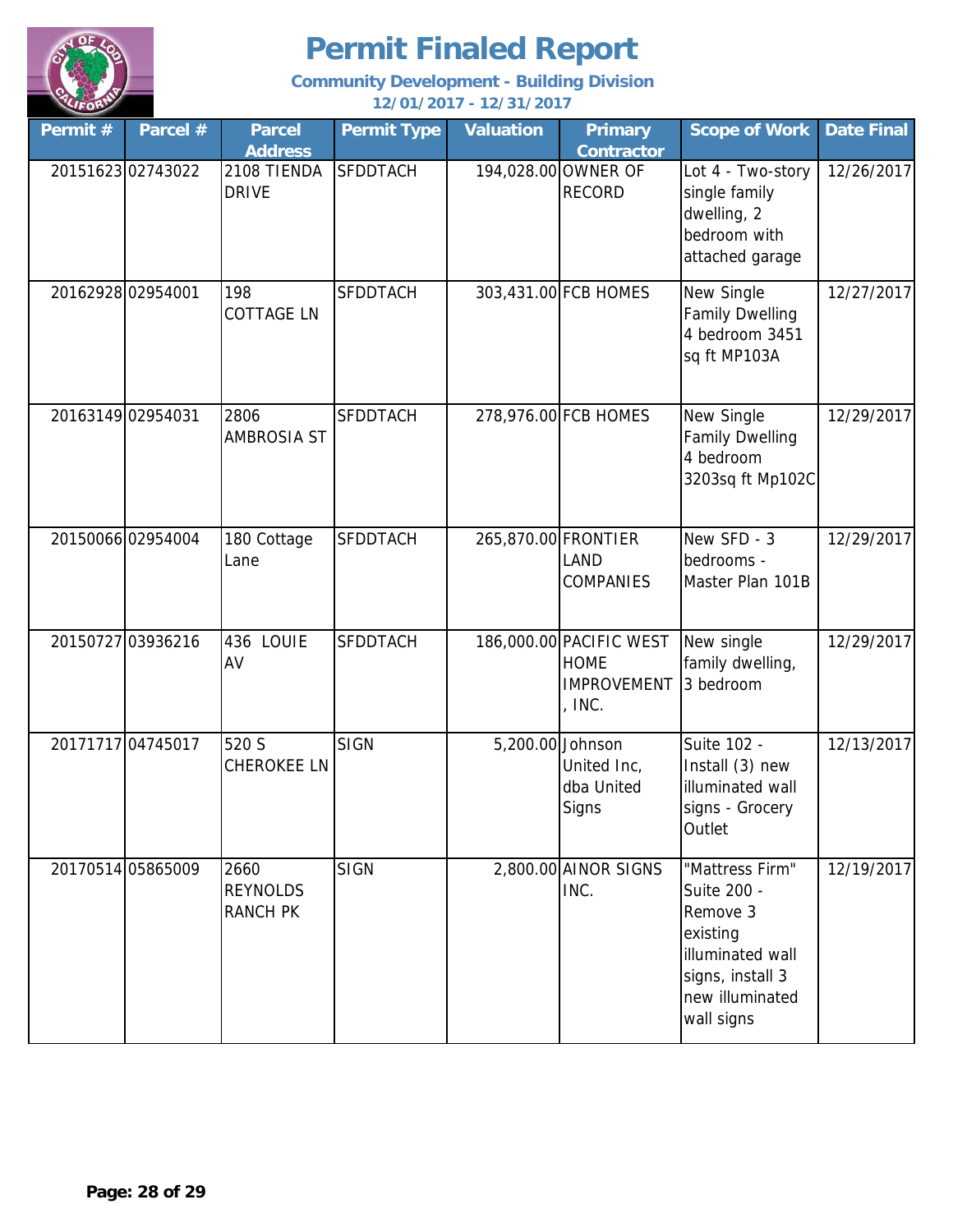# Permit Finaled Report

**Community Development - Building Division**

**12/01/2017 - 12/31/2017**

| Permit # | Parcel # | Parcel Address | Permit Type | Valuation | Primary Contractor | Scope of Work | Date Final |
|---|---|---|---|---|---|---|---|
| 20151623 | 02743022 | 2108 TIENDA DRIVE | SFDDTACH | 194,028.00 | OWNER OF RECORD | Lot 4 - Two-story single family dwelling, 2 bedroom with attached garage | 12/26/2017 |
| 20162928 | 02954001 | 198 COTTAGE LN | SFDDTACH | 303,431.00 | FCB HOMES | New Single Family Dwelling 4 bedroom 3451 sq ft MP103A | 12/27/2017 |
| 20163149 | 02954031 | 2806 AMBROSIA ST | SFDDTACH | 278,976.00 | FCB HOMES | New Single Family Dwelling 4 bedroom 3203sq ft Mp102C | 12/29/2017 |
| 20150066 | 02954004 | 180 Cottage Lane | SFDDTACH | 265,870.00 | FRONTIER LAND COMPANIES | New SFD - 3 bedrooms - Master Plan 101B | 12/29/2017 |
| 20150727 | 03936216 | 436 LOUIE AV | SFDDTACH | 186,000.00 | PACIFIC WEST HOME IMPROVEMENT , INC. | New single family dwelling, 3 bedroom | 12/29/2017 |
| 20171717 | 04745017 | 520 S CHEROKEE LN | SIGN | 5,200.00 | Johnson United Inc, dba United Signs | Suite 102 - Install (3) new illuminated wall signs - Grocery Outlet | 12/13/2017 |
| 20170514 | 05865009 | 2660 REYNOLDS RANCH PK | SIGN | 2,800.00 | AINOR SIGNS INC. | "Mattress Firm" Suite 200 - Remove 3 existing illuminated wall signs, install 3 new illuminated wall signs | 12/19/2017 |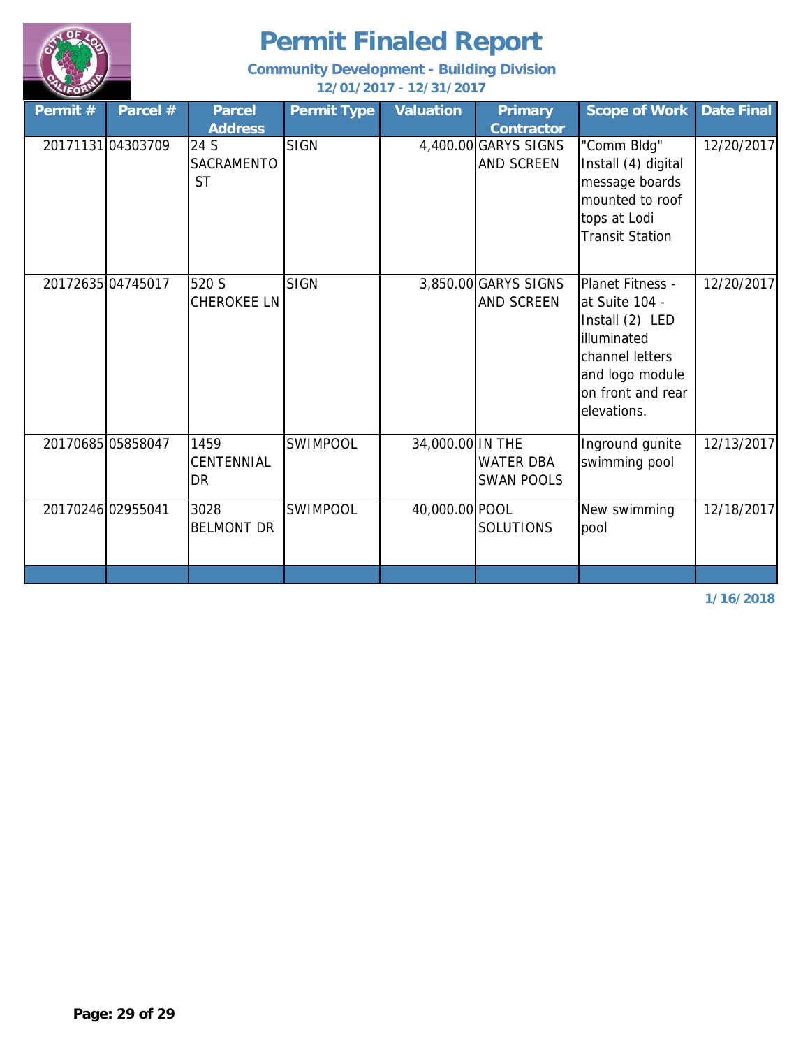# Permit Finaled Report

**Community Development - Building Division**

**12/01/2017 - 12/31/2017**

| Permit # | Parcel # | Parcel Address | Permit Type | Valuation | Primary Contractor | Scope of Work | Date Final |
|---|---|---|---|---|---|---|---|
| 20171131 | 04303709 | 24 S SACRAMENTO ST | SIGN | 4,400.00 | GARYS SIGNS AND SCREEN | "Comm Bldg" Install (4) digital message boards mounted to roof tops at Lodi Transit Station | 12/20/2017 |
| 20172635 | 04745017 | 520 S CHEROKEE LN | SIGN | 3,850.00 | GARYS SIGNS AND SCREEN | Planet Fitness - at Suite 104 - Install (2) LED illuminated channel letters and logo module on front and rear elevations. | 12/20/2017 |
| 20170685 | 05858047 | 1459 CENTENNIAL DR | SWIMPOOL | 34,000.00 | IN THE WATER DBA SWAN POOLS | Inground gunite swimming pool | 12/13/2017 |
| 20170246 | 02955041 | 3028 BELMONT DR | SWIMPOOL | 40,000.00 | POOL SOLUTIONS | New swimming pool | 12/18/2017 |

1/16/2018